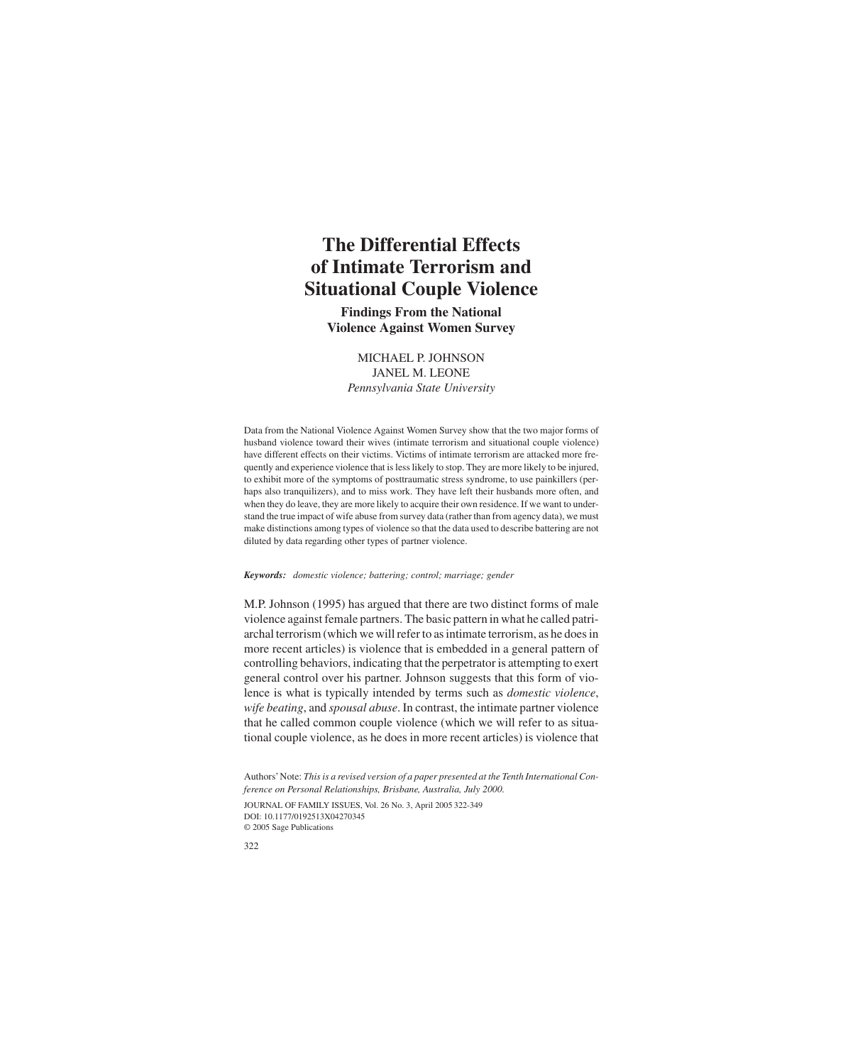# The Differential Effects of Intimate Terrorism and Situational Couple Violence

## Findings From the National Violence Against Women Survey

MICHAEL P. JOHNSON
JANEL M. LEONE
*Pennsylvania State University*

Data from the National Violence Against Women Survey show that the two major forms of husband violence toward their wives (intimate terrorism and situational couple violence) have different effects on their victims. Victims of intimate terrorism are attacked more frequently and experience violence that is less likely to stop. They are more likely to be injured, to exhibit more of the symptoms of posttraumatic stress syndrome, to use painkillers (perhaps also tranquilizers), and to miss work. They have left their husbands more often, and when they do leave, they are more likely to acquire their own residence. If we want to understand the true impact of wife abuse from survey data (rather than from agency data), we must make distinctions among types of violence so that the data used to describe battering are not diluted by data regarding other types of partner violence.

***Keywords:*** *domestic violence; battering; control; marriage; gender*

M.P. Johnson (1995) has argued that there are two distinct forms of male violence against female partners. The basic pattern in what he called patriarchal terrorism (which we will refer to as intimate terrorism, as he does in more recent articles) is violence that is embedded in a general pattern of controlling behaviors, indicating that the perpetrator is attempting to exert general control over his partner. Johnson suggests that this form of violence is what is typically intended by terms such as *domestic violence*, *wife beating*, and *spousal abuse*. In contrast, the intimate partner violence that he called common couple violence (which we will refer to as situational couple violence, as he does in more recent articles) is violence that

Authors' Note: *This is a revised version of a paper presented at the Tenth International Conference on Personal Relationships, Brisbane, Australia, July 2000.*

JOURNAL OF FAMILY ISSUES, Vol. 26 No. 3, April 2005 322-349
DOI: 10.1177/0192513X04270345
© 2005 Sage Publications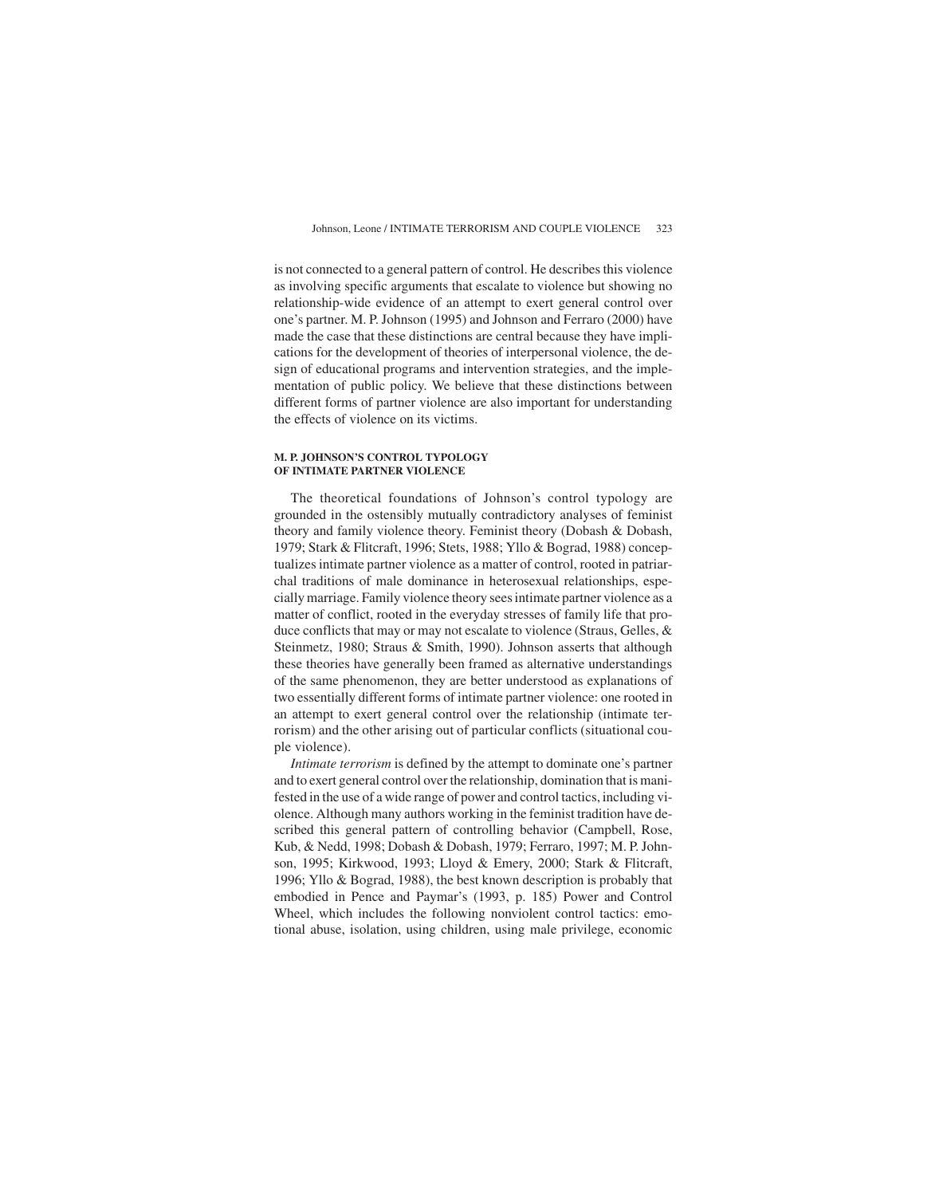is not connected to a general pattern of control. He describes this violence as involving specific arguments that escalate to violence but showing no relationship-wide evidence of an attempt to exert general control over one's partner. M. P. Johnson (1995) and Johnson and Ferraro (2000) have made the case that these distinctions are central because they have implications for the development of theories of interpersonal violence, the design of educational programs and intervention strategies, and the implementation of public policy. We believe that these distinctions between different forms of partner violence are also important for understanding the effects of violence on its victims.

### M. P. JOHNSON'S CONTROL TYPOLOGY OF INTIMATE PARTNER VIOLENCE

The theoretical foundations of Johnson's control typology are grounded in the ostensibly mutually contradictory analyses of feminist theory and family violence theory. Feminist theory (Dobash & Dobash, 1979; Stark & Flitcraft, 1996; Stets, 1988; Yllo & Bograd, 1988) conceptualizes intimate partner violence as a matter of control, rooted in patriarchal traditions of male dominance in heterosexual relationships, especially marriage. Family violence theory sees intimate partner violence as a matter of conflict, rooted in the everyday stresses of family life that produce conflicts that may or may not escalate to violence (Straus, Gelles, & Steinmetz, 1980; Straus & Smith, 1990). Johnson asserts that although these theories have generally been framed as alternative understandings of the same phenomenon, they are better understood as explanations of two essentially different forms of intimate partner violence: one rooted in an attempt to exert general control over the relationship (intimate terrorism) and the other arising out of particular conflicts (situational couple violence).

*Intimate terrorism* is defined by the attempt to dominate one's partner and to exert general control over the relationship, domination that is manifested in the use of a wide range of power and control tactics, including violence. Although many authors working in the feminist tradition have described this general pattern of controlling behavior (Campbell, Rose, Kub, & Nedd, 1998; Dobash & Dobash, 1979; Ferraro, 1997; M. P. Johnson, 1995; Kirkwood, 1993; Lloyd & Emery, 2000; Stark & Flitcraft, 1996; Yllo & Bograd, 1988), the best known description is probably that embodied in Pence and Paymar's (1993, p. 185) Power and Control Wheel, which includes the following nonviolent control tactics: emotional abuse, isolation, using children, using male privilege, economic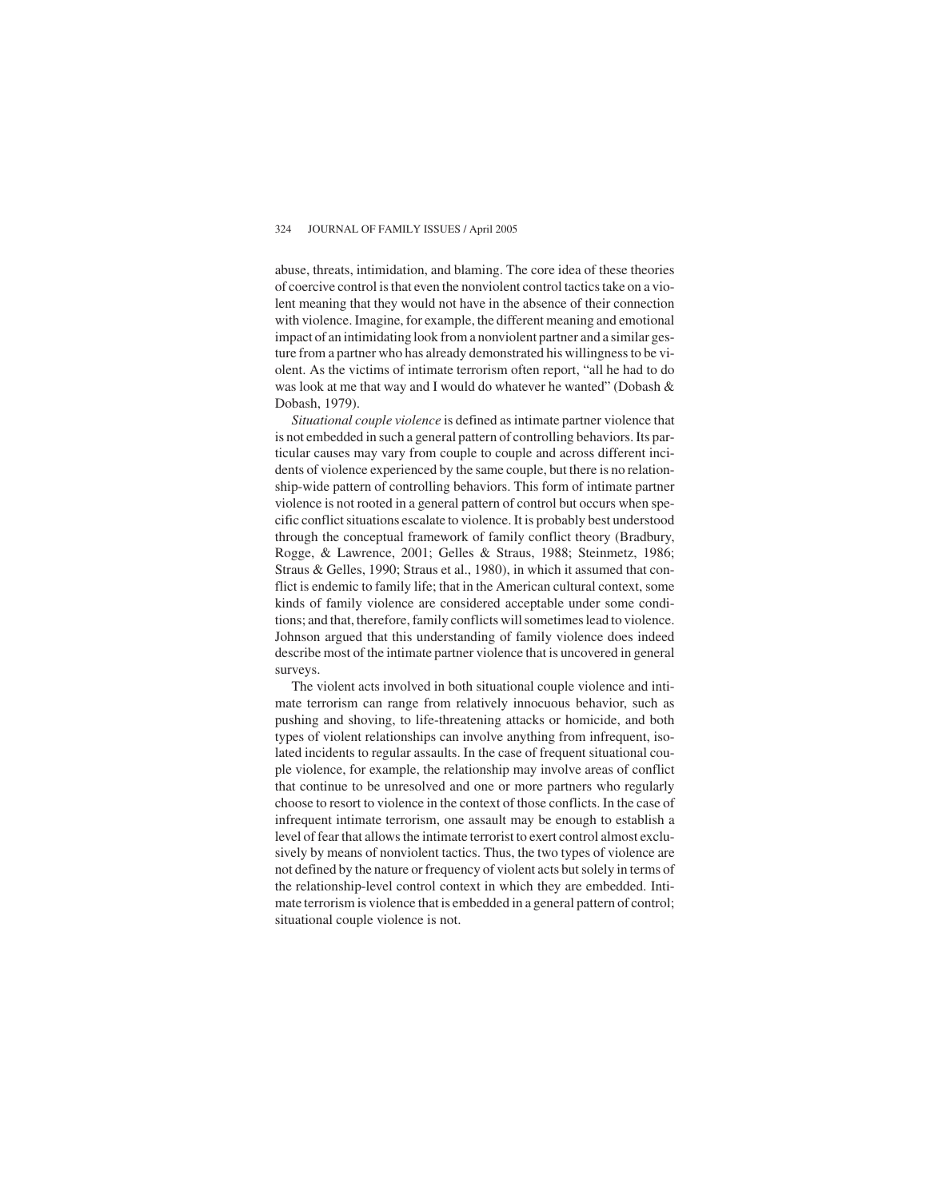abuse, threats, intimidation, and blaming. The core idea of these theories of coercive control is that even the nonviolent control tactics take on a violent meaning that they would not have in the absence of their connection with violence. Imagine, for example, the different meaning and emotional impact of an intimidating look from a nonviolent partner and a similar gesture from a partner who has already demonstrated his willingness to be violent. As the victims of intimate terrorism often report, "all he had to do was look at me that way and I would do whatever he wanted" (Dobash & Dobash, 1979).

*Situational couple violence* is defined as intimate partner violence that is not embedded in such a general pattern of controlling behaviors. Its particular causes may vary from couple to couple and across different incidents of violence experienced by the same couple, but there is no relationship-wide pattern of controlling behaviors. This form of intimate partner violence is not rooted in a general pattern of control but occurs when specific conflict situations escalate to violence. It is probably best understood through the conceptual framework of family conflict theory (Bradbury, Rogge, & Lawrence, 2001; Gelles & Straus, 1988; Steinmetz, 1986; Straus & Gelles, 1990; Straus et al., 1980), in which it assumed that conflict is endemic to family life; that in the American cultural context, some kinds of family violence are considered acceptable under some conditions; and that, therefore, family conflicts will sometimes lead to violence. Johnson argued that this understanding of family violence does indeed describe most of the intimate partner violence that is uncovered in general surveys.

The violent acts involved in both situational couple violence and intimate terrorism can range from relatively innocuous behavior, such as pushing and shoving, to life-threatening attacks or homicide, and both types of violent relationships can involve anything from infrequent, isolated incidents to regular assaults. In the case of frequent situational couple violence, for example, the relationship may involve areas of conflict that continue to be unresolved and one or more partners who regularly choose to resort to violence in the context of those conflicts. In the case of infrequent intimate terrorism, one assault may be enough to establish a level of fear that allows the intimate terrorist to exert control almost exclusively by means of nonviolent tactics. Thus, the two types of violence are not defined by the nature or frequency of violent acts but solely in terms of the relationship-level control context in which they are embedded. Intimate terrorism is violence that is embedded in a general pattern of control; situational couple violence is not.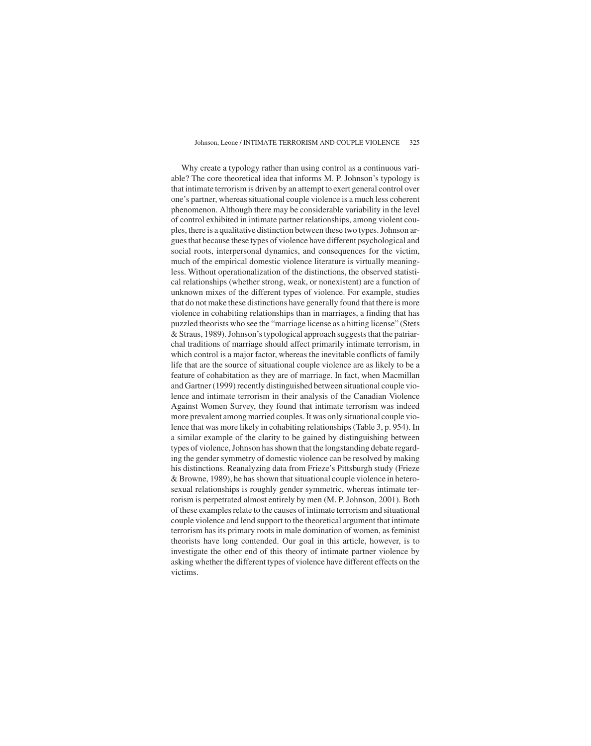Why create a typology rather than using control as a continuous variable? The core theoretical idea that informs M. P. Johnson's typology is that intimate terrorism is driven by an attempt to exert general control over one's partner, whereas situational couple violence is a much less coherent phenomenon. Although there may be considerable variability in the level of control exhibited in intimate partner relationships, among violent couples, there is a qualitative distinction between these two types. Johnson argues that because these types of violence have different psychological and social roots, interpersonal dynamics, and consequences for the victim, much of the empirical domestic violence literature is virtually meaningless. Without operationalization of the distinctions, the observed statistical relationships (whether strong, weak, or nonexistent) are a function of unknown mixes of the different types of violence. For example, studies that do not make these distinctions have generally found that there is more violence in cohabiting relationships than in marriages, a finding that has puzzled theorists who see the "marriage license as a hitting license" (Stets & Straus, 1989). Johnson's typological approach suggests that the patriarchal traditions of marriage should affect primarily intimate terrorism, in which control is a major factor, whereas the inevitable conflicts of family life that are the source of situational couple violence are as likely to be a feature of cohabitation as they are of marriage. In fact, when Macmillan and Gartner (1999) recently distinguished between situational couple violence and intimate terrorism in their analysis of the Canadian Violence Against Women Survey, they found that intimate terrorism was indeed more prevalent among married couples. It was only situational couple violence that was more likely in cohabiting relationships (Table 3, p. 954). In a similar example of the clarity to be gained by distinguishing between types of violence, Johnson has shown that the longstanding debate regarding the gender symmetry of domestic violence can be resolved by making his distinctions. Reanalyzing data from Frieze's Pittsburgh study (Frieze & Browne, 1989), he has shown that situational couple violence in heterosexual relationships is roughly gender symmetric, whereas intimate terrorism is perpetrated almost entirely by men (M. P. Johnson, 2001). Both of these examples relate to the causes of intimate terrorism and situational couple violence and lend support to the theoretical argument that intimate terrorism has its primary roots in male domination of women, as feminist theorists have long contended. Our goal in this article, however, is to investigate the other end of this theory of intimate partner violence by asking whether the different types of violence have different effects on the victims.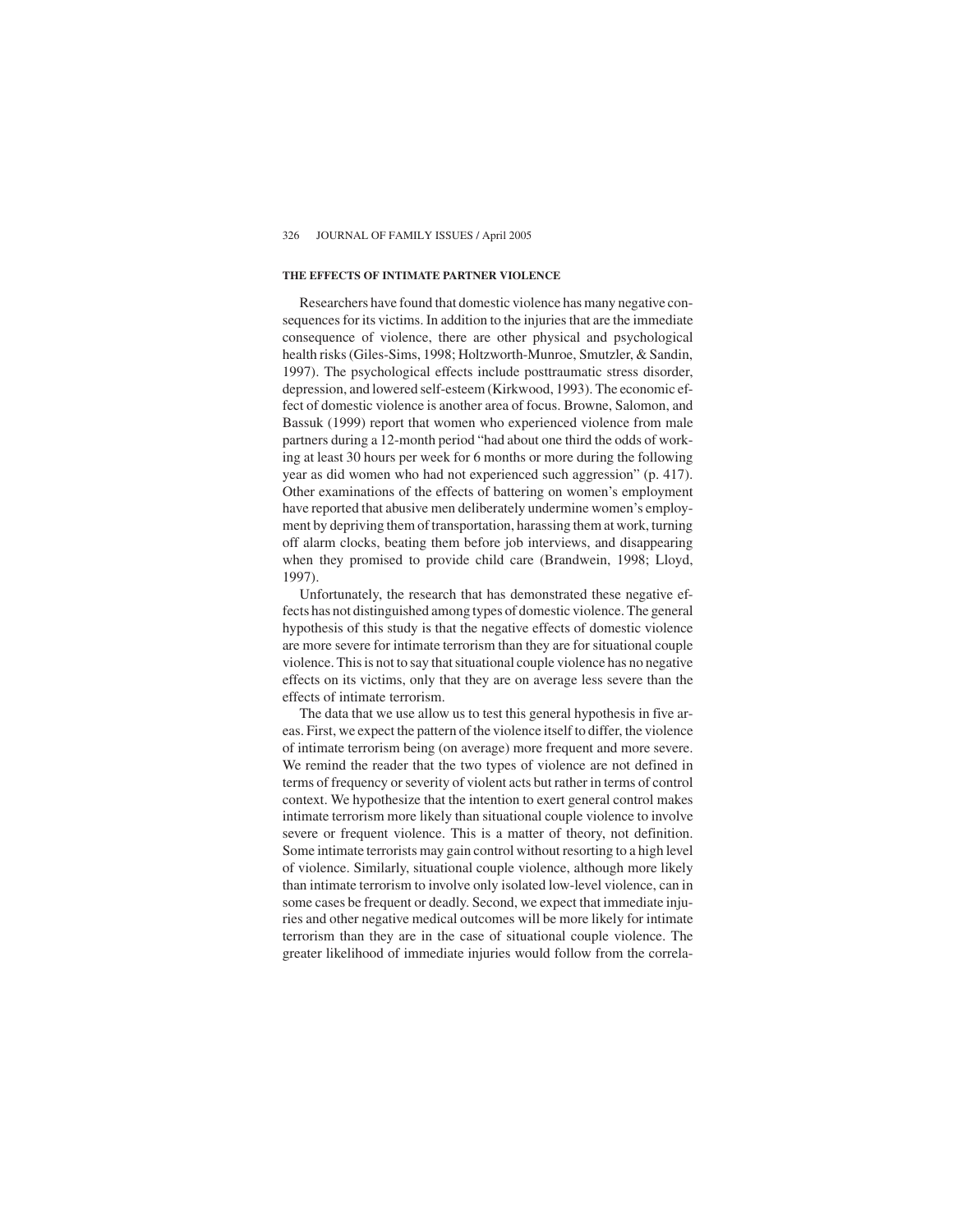### THE EFFECTS OF INTIMATE PARTNER VIOLENCE

Researchers have found that domestic violence has many negative consequences for its victims. In addition to the injuries that are the immediate consequence of violence, there are other physical and psychological health risks (Giles-Sims, 1998; Holtzworth-Munroe, Smutzler, & Sandin, 1997). The psychological effects include posttraumatic stress disorder, depression, and lowered self-esteem (Kirkwood, 1993). The economic effect of domestic violence is another area of focus. Browne, Salomon, and Bassuk (1999) report that women who experienced violence from male partners during a 12-month period "had about one third the odds of working at least 30 hours per week for 6 months or more during the following year as did women who had not experienced such aggression" (p. 417). Other examinations of the effects of battering on women's employment have reported that abusive men deliberately undermine women's employment by depriving them of transportation, harassing them at work, turning off alarm clocks, beating them before job interviews, and disappearing when they promised to provide child care (Brandwein, 1998; Lloyd, 1997).

Unfortunately, the research that has demonstrated these negative effects has not distinguished among types of domestic violence. The general hypothesis of this study is that the negative effects of domestic violence are more severe for intimate terrorism than they are for situational couple violence. This is not to say that situational couple violence has no negative effects on its victims, only that they are on average less severe than the effects of intimate terrorism.

The data that we use allow us to test this general hypothesis in five areas. First, we expect the pattern of the violence itself to differ, the violence of intimate terrorism being (on average) more frequent and more severe. We remind the reader that the two types of violence are not defined in terms of frequency or severity of violent acts but rather in terms of control context. We hypothesize that the intention to exert general control makes intimate terrorism more likely than situational couple violence to involve severe or frequent violence. This is a matter of theory, not definition. Some intimate terrorists may gain control without resorting to a high level of violence. Similarly, situational couple violence, although more likely than intimate terrorism to involve only isolated low-level violence, can in some cases be frequent or deadly. Second, we expect that immediate injuries and other negative medical outcomes will be more likely for intimate terrorism than they are in the case of situational couple violence. The greater likelihood of immediate injuries would follow from the correla-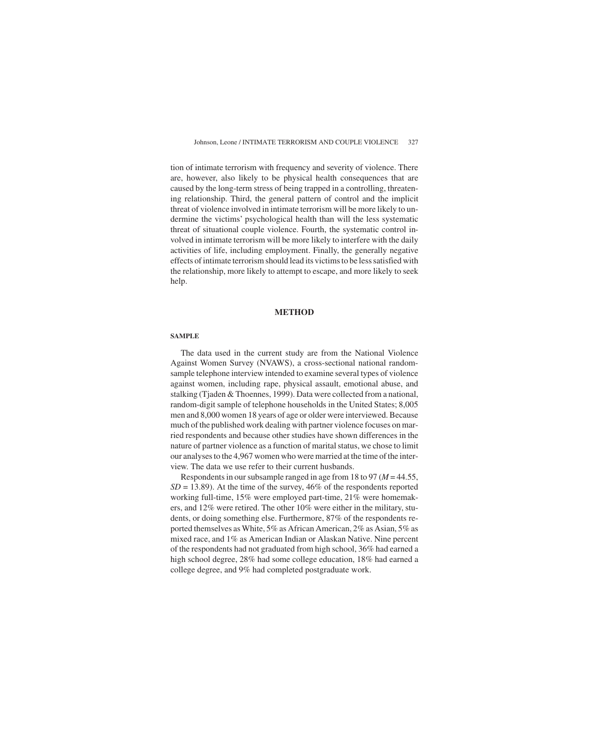tion of intimate terrorism with frequency and severity of violence. There are, however, also likely to be physical health consequences that are caused by the long-term stress of being trapped in a controlling, threatening relationship. Third, the general pattern of control and the implicit threat of violence involved in intimate terrorism will be more likely to undermine the victims' psychological health than will the less systematic threat of situational couple violence. Fourth, the systematic control involved in intimate terrorism will be more likely to interfere with the daily activities of life, including employment. Finally, the generally negative effects of intimate terrorism should lead its victims to be less satisfied with the relationship, more likely to attempt to escape, and more likely to seek help.

## METHOD

### SAMPLE

The data used in the current study are from the National Violence Against Women Survey (NVAWS), a cross-sectional national random-sample telephone interview intended to examine several types of violence against women, including rape, physical assault, emotional abuse, and stalking (Tjaden & Thoennes, 1999). Data were collected from a national, random-digit sample of telephone households in the United States; 8,005 men and 8,000 women 18 years of age or older were interviewed. Because much of the published work dealing with partner violence focuses on married respondents and because other studies have shown differences in the nature of partner violence as a function of marital status, we chose to limit our analyses to the 4,967 women who were married at the time of the interview. The data we use refer to their current husbands.

Respondents in our subsample ranged in age from 18 to 97 ($M$ = 44.55, $SD$ = 13.89). At the time of the survey, 46% of the respondents reported working full-time, 15% were employed part-time, 21% were homemakers, and 12% were retired. The other 10% were either in the military, students, or doing something else. Furthermore, 87% of the respondents reported themselves as White, 5% as African American, 2% as Asian, 5% as mixed race, and 1% as American Indian or Alaskan Native. Nine percent of the respondents had not graduated from high school, 36% had earned a high school degree, 28% had some college education, 18% had earned a college degree, and 9% had completed postgraduate work.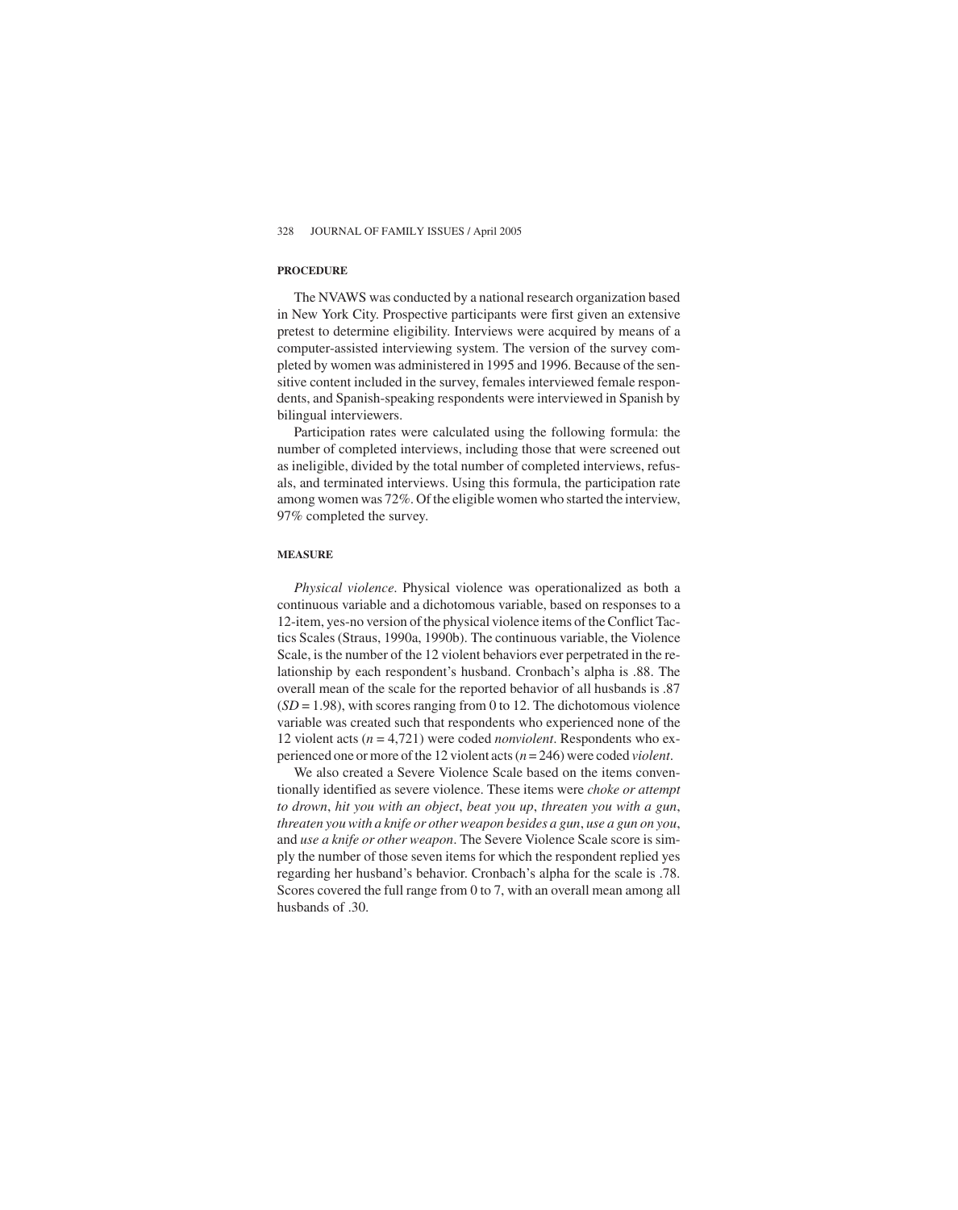### PROCEDURE

The NVAWS was conducted by a national research organization based in New York City. Prospective participants were first given an extensive pretest to determine eligibility. Interviews were acquired by means of a computer-assisted interviewing system. The version of the survey completed by women was administered in 1995 and 1996. Because of the sensitive content included in the survey, females interviewed female respondents, and Spanish-speaking respondents were interviewed in Spanish by bilingual interviewers.

Participation rates were calculated using the following formula: the number of completed interviews, including those that were screened out as ineligible, divided by the total number of completed interviews, refusals, and terminated interviews. Using this formula, the participation rate among women was 72%. Of the eligible women who started the interview, 97% completed the survey.

### MEASURE

*Physical violence*. Physical violence was operationalized as both a continuous variable and a dichotomous variable, based on responses to a 12-item, yes-no version of the physical violence items of the Conflict Tactics Scales (Straus, 1990a, 1990b). The continuous variable, the Violence Scale, is the number of the 12 violent behaviors ever perpetrated in the relationship by each respondent's husband. Cronbach's alpha is .88. The overall mean of the scale for the reported behavior of all husbands is .87 ($SD$ = 1.98), with scores ranging from 0 to 12. The dichotomous violence variable was created such that respondents who experienced none of the 12 violent acts ($n$ = 4,721) were coded *nonviolent*. Respondents who experienced one or more of the 12 violent acts ($n$ = 246) were coded *violent*.

We also created a Severe Violence Scale based on the items conventionally identified as severe violence. These items were *choke or attempt to drown*, *hit you with an object*, *beat you up*, *threaten you with a gun*, *threaten you with a knife or other weapon besides a gun*, *use a gun on you*, and *use a knife or other weapon*. The Severe Violence Scale score is simply the number of those seven items for which the respondent replied yes regarding her husband's behavior. Cronbach's alpha for the scale is .78. Scores covered the full range from 0 to 7, with an overall mean among all husbands of .30.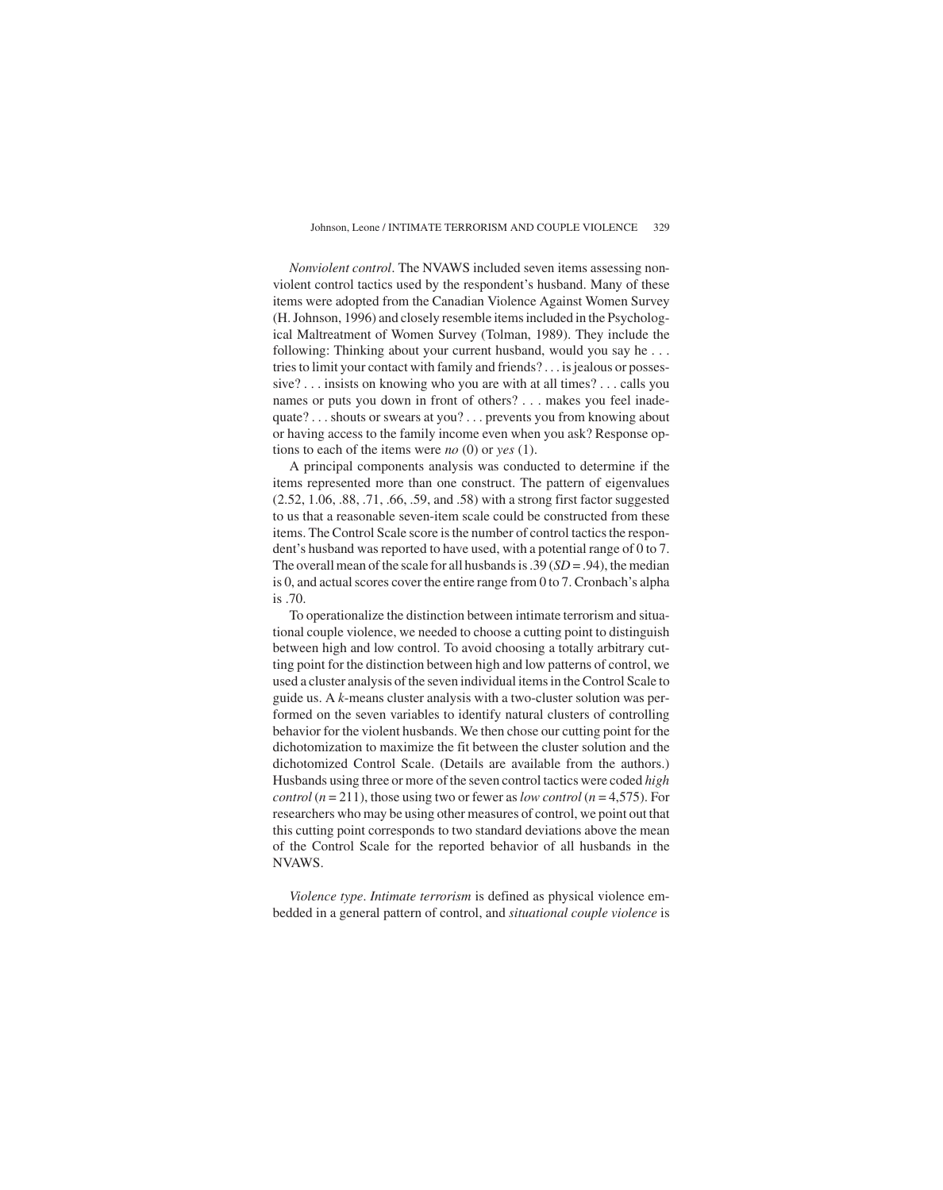*Nonviolent control*. The NVAWS included seven items assessing nonviolent control tactics used by the respondent's husband. Many of these items were adopted from the Canadian Violence Against Women Survey (H. Johnson, 1996) and closely resemble items included in the Psychological Maltreatment of Women Survey (Tolman, 1989). They include the following: Thinking about your current husband, would you say he . . . tries to limit your contact with family and friends? . . . is jealous or possessive? . . . insists on knowing who you are with at all times? . . . calls you names or puts you down in front of others? . . . makes you feel inadequate? . . . shouts or swears at you? . . . prevents you from knowing about or having access to the family income even when you ask? Response options to each of the items were *no* (0) or *yes* (1).

A principal components analysis was conducted to determine if the items represented more than one construct. The pattern of eigenvalues (2.52, 1.06, .88, .71, .66, .59, and .58) with a strong first factor suggested to us that a reasonable seven-item scale could be constructed from these items. The Control Scale score is the number of control tactics the respondent's husband was reported to have used, with a potential range of 0 to 7. The overall mean of the scale for all husbands is .39 ($SD = .94$), the median is 0, and actual scores cover the entire range from 0 to 7. Cronbach's alpha is .70.

To operationalize the distinction between intimate terrorism and situational couple violence, we needed to choose a cutting point to distinguish between high and low control. To avoid choosing a totally arbitrary cutting point for the distinction between high and low patterns of control, we used a cluster analysis of the seven individual items in the Control Scale to guide us. A $k$-means cluster analysis with a two-cluster solution was performed on the seven variables to identify natural clusters of controlling behavior for the violent husbands. We then chose our cutting point for the dichotomization to maximize the fit between the cluster solution and the dichotomized Control Scale. (Details are available from the authors.) Husbands using three or more of the seven control tactics were coded *high control* ($n = 211$), those using two or fewer as *low control* ($n = 4{,}575$). For researchers who may be using other measures of control, we point out that this cutting point corresponds to two standard deviations above the mean of the Control Scale for the reported behavior of all husbands in the NVAWS.

*Violence type*. *Intimate terrorism* is defined as physical violence embedded in a general pattern of control, and *situational couple violence* is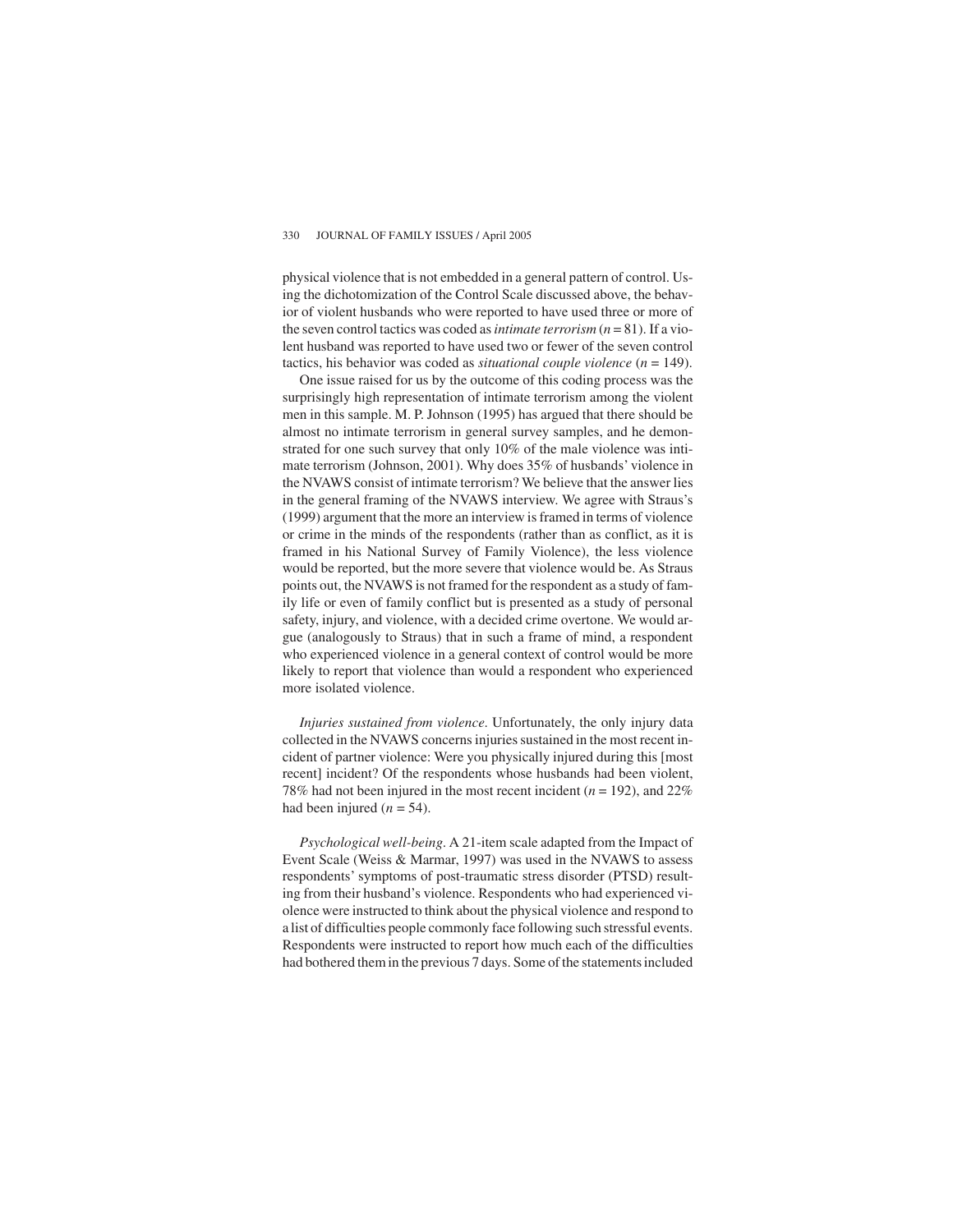physical violence that is not embedded in a general pattern of control. Using the dichotomization of the Control Scale discussed above, the behavior of violent husbands who were reported to have used three or more of the seven control tactics was coded as *intimate terrorism* ($n = 81$). If a violent husband was reported to have used two or fewer of the seven control tactics, his behavior was coded as *situational couple violence* ($n = 149$).

One issue raised for us by the outcome of this coding process was the surprisingly high representation of intimate terrorism among the violent men in this sample. M. P. Johnson (1995) has argued that there should be almost no intimate terrorism in general survey samples, and he demonstrated for one such survey that only 10% of the male violence was intimate terrorism (Johnson, 2001). Why does 35% of husbands' violence in the NVAWS consist of intimate terrorism? We believe that the answer lies in the general framing of the NVAWS interview. We agree with Straus's (1999) argument that the more an interview is framed in terms of violence or crime in the minds of the respondents (rather than as conflict, as it is framed in his National Survey of Family Violence), the less violence would be reported, but the more severe that violence would be. As Straus points out, the NVAWS is not framed for the respondent as a study of family life or even of family conflict but is presented as a study of personal safety, injury, and violence, with a decided crime overtone. We would argue (analogously to Straus) that in such a frame of mind, a respondent who experienced violence in a general context of control would be more likely to report that violence than would a respondent who experienced more isolated violence.

*Injuries sustained from violence.* Unfortunately, the only injury data collected in the NVAWS concerns injuries sustained in the most recent incident of partner violence: Were you physically injured during this [most recent] incident? Of the respondents whose husbands had been violent, 78% had not been injured in the most recent incident ($n = 192$), and 22% had been injured ($n = 54$).

*Psychological well-being.* A 21-item scale adapted from the Impact of Event Scale (Weiss & Marmar, 1997) was used in the NVAWS to assess respondents' symptoms of post-traumatic stress disorder (PTSD) resulting from their husband's violence. Respondents who had experienced violence were instructed to think about the physical violence and respond to a list of difficulties people commonly face following such stressful events. Respondents were instructed to report how much each of the difficulties had bothered them in the previous 7 days. Some of the statements included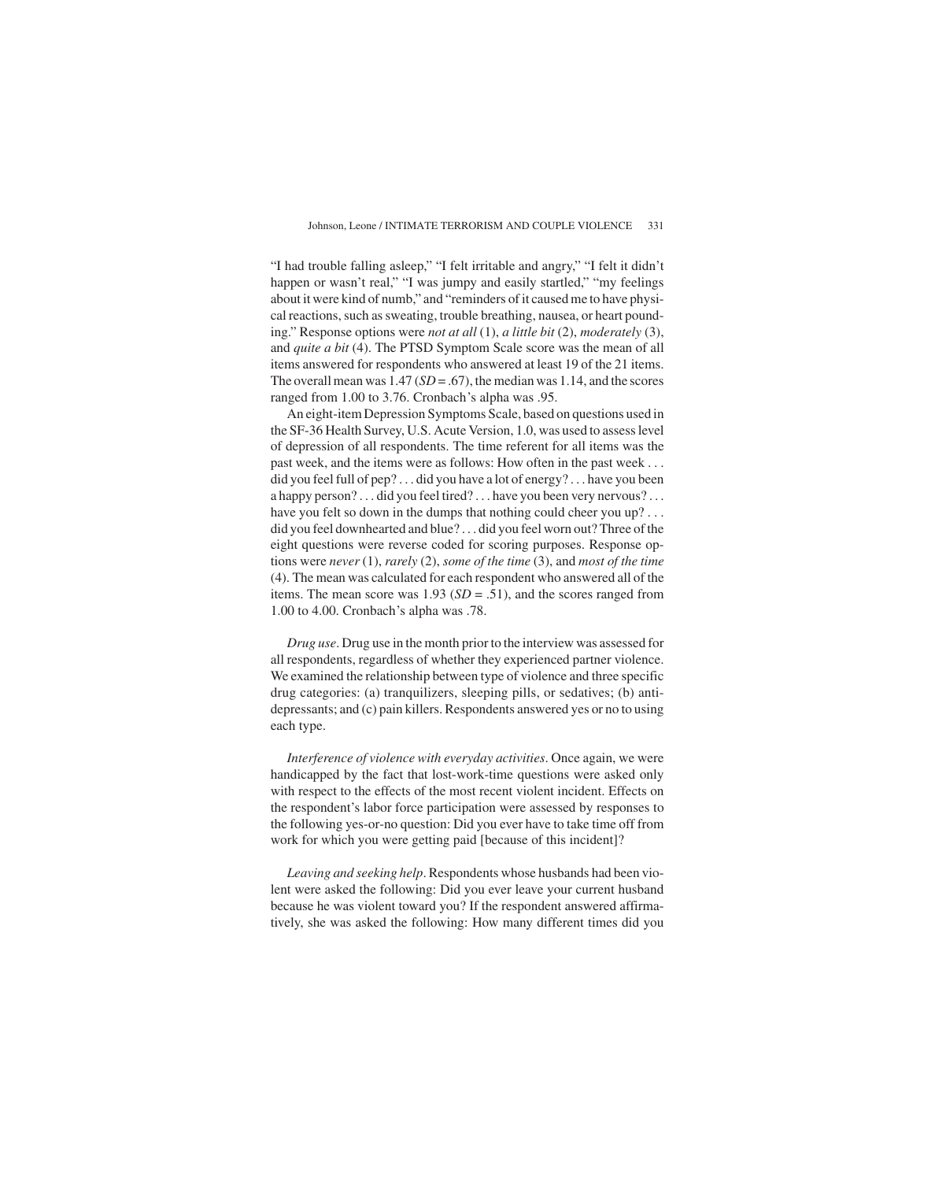"I had trouble falling asleep," "I felt irritable and angry," "I felt it didn't happen or wasn't real," "I was jumpy and easily startled," "my feelings about it were kind of numb," and "reminders of it caused me to have physical reactions, such as sweating, trouble breathing, nausea, or heart pounding." Response options were *not at all* (1), *a little bit* (2), *moderately* (3), and *quite a bit* (4). The PTSD Symptom Scale score was the mean of all items answered for respondents who answered at least 19 of the 21 items. The overall mean was 1.47 ($SD$ = .67), the median was 1.14, and the scores ranged from 1.00 to 3.76. Cronbach's alpha was .95.

An eight-item Depression Symptoms Scale, based on questions used in the SF-36 Health Survey, U.S. Acute Version, 1.0, was used to assess level of depression of all respondents. The time referent for all items was the past week, and the items were as follows: How often in the past week . . . did you feel full of pep? . . . did you have a lot of energy? . . . have you been a happy person? . . . did you feel tired? . . . have you been very nervous? . . . have you felt so down in the dumps that nothing could cheer you up? . . . did you feel downhearted and blue? . . . did you feel worn out? Three of the eight questions were reverse coded for scoring purposes. Response options were *never* (1), *rarely* (2), *some of the time* (3), and *most of the time* (4). The mean was calculated for each respondent who answered all of the items. The mean score was 1.93 ($SD$ = .51), and the scores ranged from 1.00 to 4.00. Cronbach's alpha was .78.

*Drug use*. Drug use in the month prior to the interview was assessed for all respondents, regardless of whether they experienced partner violence. We examined the relationship between type of violence and three specific drug categories: (a) tranquilizers, sleeping pills, or sedatives; (b) antidepressants; and (c) pain killers. Respondents answered yes or no to using each type.

*Interference of violence with everyday activities*. Once again, we were handicapped by the fact that lost-work-time questions were asked only with respect to the effects of the most recent violent incident. Effects on the respondent's labor force participation were assessed by responses to the following yes-or-no question: Did you ever have to take time off from work for which you were getting paid [because of this incident]?

*Leaving and seeking help*. Respondents whose husbands had been violent were asked the following: Did you ever leave your current husband because he was violent toward you? If the respondent answered affirmatively, she was asked the following: How many different times did you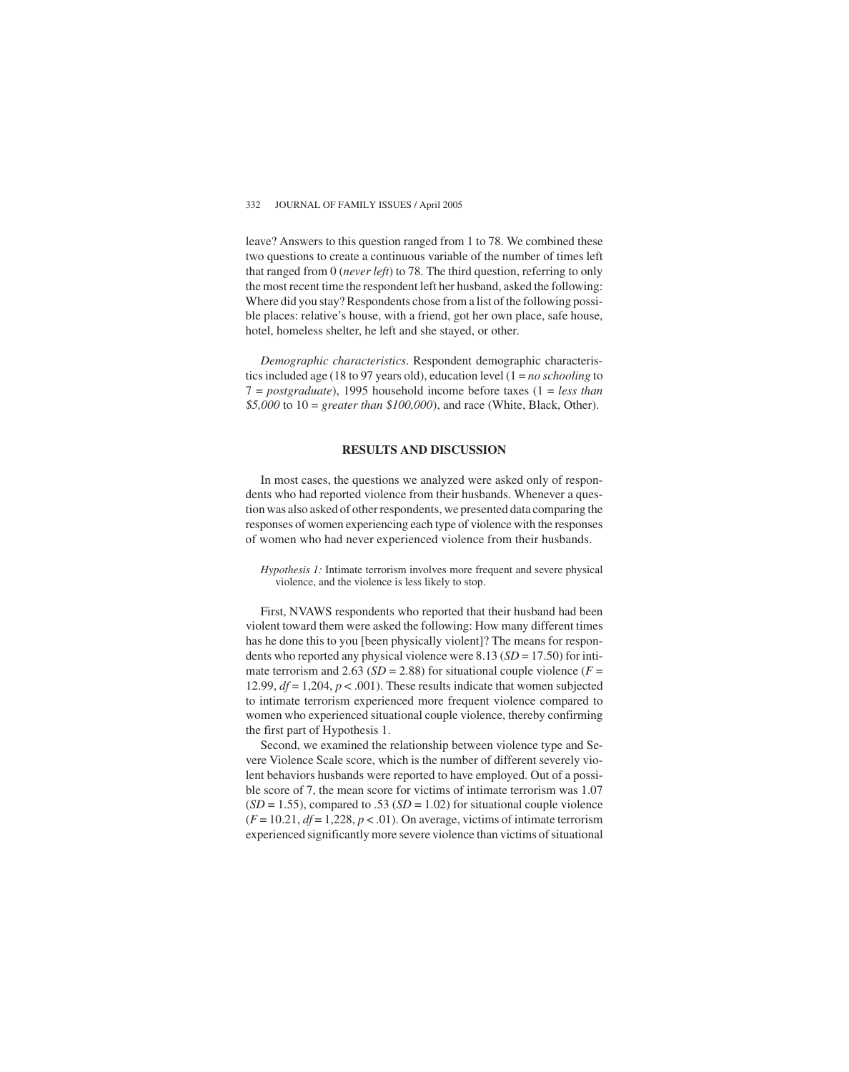leave? Answers to this question ranged from 1 to 78. We combined these two questions to create a continuous variable of the number of times left that ranged from 0 (*never left*) to 78. The third question, referring to only the most recent time the respondent left her husband, asked the following: Where did you stay? Respondents chose from a list of the following possible places: relative's house, with a friend, got her own place, safe house, hotel, homeless shelter, he left and she stayed, or other.

*Demographic characteristics*. Respondent demographic characteristics included age (18 to 97 years old), education level (1 = *no schooling* to 7 = *postgraduate*), 1995 household income before taxes (1 = *less than $5,000* to 10 = *greater than $100,000*), and race (White, Black, Other).

## RESULTS AND DISCUSSION

In most cases, the questions we analyzed were asked only of respondents who had reported violence from their husbands. Whenever a question was also asked of other respondents, we presented data comparing the responses of women experiencing each type of violence with the responses of women who had never experienced violence from their husbands.

> *Hypothesis 1:* Intimate terrorism involves more frequent and severe physical violence, and the violence is less likely to stop.

First, NVAWS respondents who reported that their husband had been violent toward them were asked the following: How many different times has he done this to you [been physically violent]? The means for respondents who reported any physical violence were 8.13 ($SD$ = 17.50) for intimate terrorism and 2.63 ($SD$ = 2.88) for situational couple violence ($F$ = 12.99, $df$ = 1,204, $p < .001$). These results indicate that women subjected to intimate terrorism experienced more frequent violence compared to women who experienced situational couple violence, thereby confirming the first part of Hypothesis 1.

Second, we examined the relationship between violence type and Severe Violence Scale score, which is the number of different severely violent behaviors husbands were reported to have employed. Out of a possible score of 7, the mean score for victims of intimate terrorism was 1.07 ($SD$ = 1.55), compared to .53 ($SD$ = 1.02) for situational couple violence ($F$ = 10.21, $df$ = 1,228, $p < .01$). On average, victims of intimate terrorism experienced significantly more severe violence than victims of situational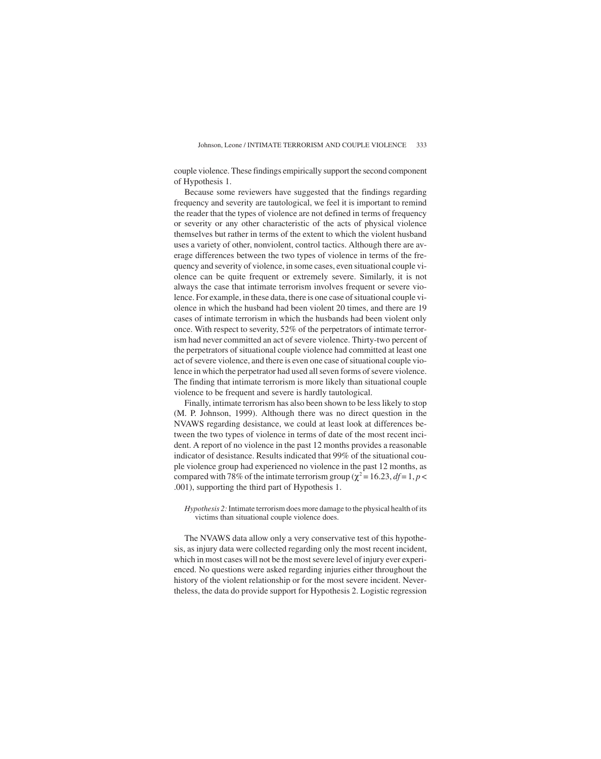couple violence. These findings empirically support the second component of Hypothesis 1.

Because some reviewers have suggested that the findings regarding frequency and severity are tautological, we feel it is important to remind the reader that the types of violence are not defined in terms of frequency or severity or any other characteristic of the acts of physical violence themselves but rather in terms of the extent to which the violent husband uses a variety of other, nonviolent, control tactics. Although there are average differences between the two types of violence in terms of the frequency and severity of violence, in some cases, even situational couple violence can be quite frequent or extremely severe. Similarly, it is not always the case that intimate terrorism involves frequent or severe violence. For example, in these data, there is one case of situational couple violence in which the husband had been violent 20 times, and there are 19 cases of intimate terrorism in which the husbands had been violent only once. With respect to severity, 52% of the perpetrators of intimate terrorism had never committed an act of severe violence. Thirty-two percent of the perpetrators of situational couple violence had committed at least one act of severe violence, and there is even one case of situational couple violence in which the perpetrator had used all seven forms of severe violence. The finding that intimate terrorism is more likely than situational couple violence to be frequent and severe is hardly tautological.

Finally, intimate terrorism has also been shown to be less likely to stop (M. P. Johnson, 1999). Although there was no direct question in the NVAWS regarding desistance, we could at least look at differences between the two types of violence in terms of date of the most recent incident. A report of no violence in the past 12 months provides a reasonable indicator of desistance. Results indicated that 99% of the situational couple violence group had experienced no violence in the past 12 months, as compared with 78% of the intimate terrorism group ($\chi^2 = 16.23$, $df = 1$, $p < .001$), supporting the third part of Hypothesis 1.

> *Hypothesis 2:* Intimate terrorism does more damage to the physical health of its victims than situational couple violence does.

The NVAWS data allow only a very conservative test of this hypothesis, as injury data were collected regarding only the most recent incident, which in most cases will not be the most severe level of injury ever experienced. No questions were asked regarding injuries either throughout the history of the violent relationship or for the most severe incident. Nevertheless, the data do provide support for Hypothesis 2. Logistic regression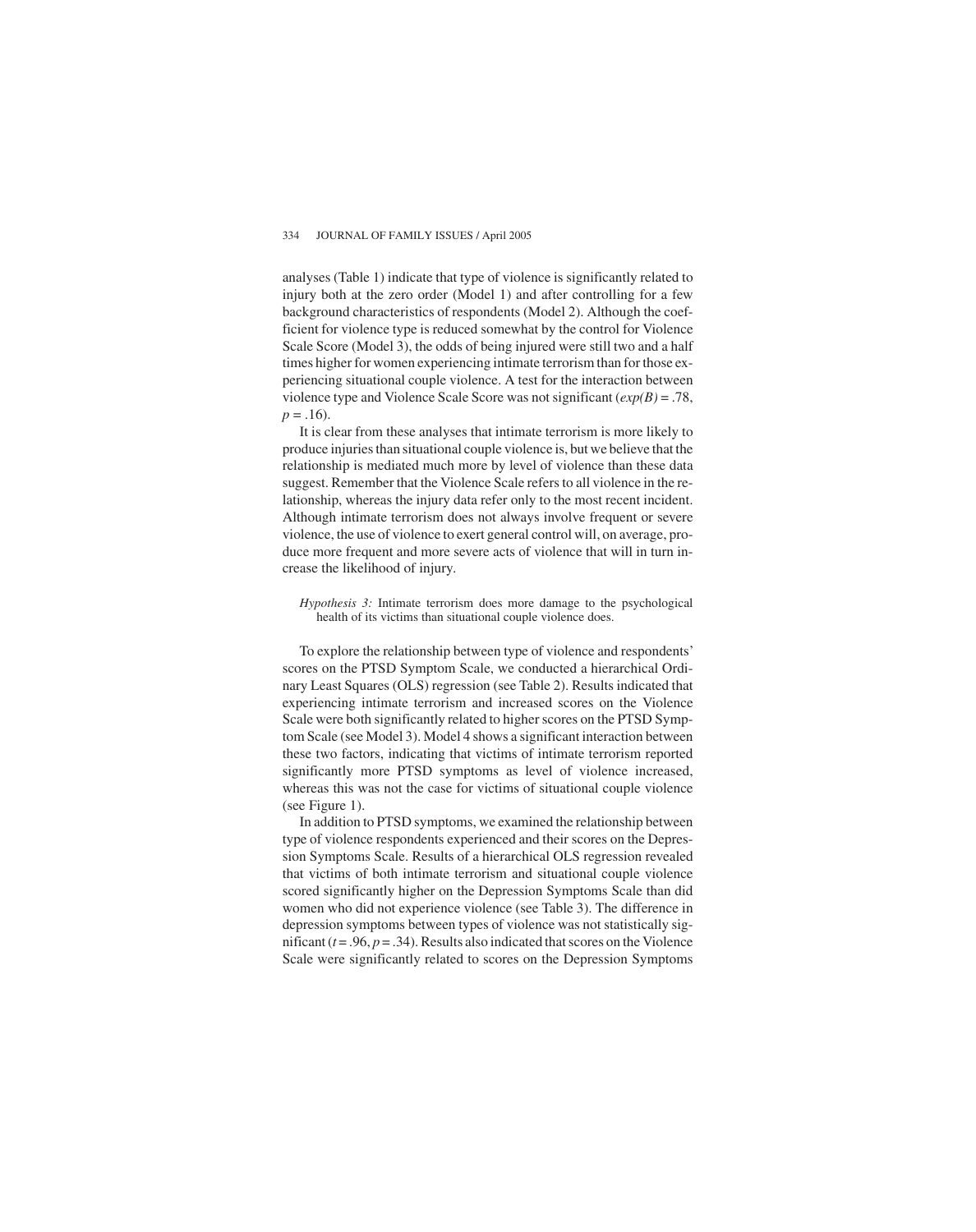analyses (Table 1) indicate that type of violence is significantly related to injury both at the zero order (Model 1) and after controlling for a few background characteristics of respondents (Model 2). Although the coefficient for violence type is reduced somewhat by the control for Violence Scale Score (Model 3), the odds of being injured were still two and a half times higher for women experiencing intimate terrorism than for those experiencing situational couple violence. A test for the interaction between violence type and Violence Scale Score was not significant ($exp(B) = .78$, $p = .16$).

It is clear from these analyses that intimate terrorism is more likely to produce injuries than situational couple violence is, but we believe that the relationship is mediated much more by level of violence than these data suggest. Remember that the Violence Scale refers to all violence in the relationship, whereas the injury data refer only to the most recent incident. Although intimate terrorism does not always involve frequent or severe violence, the use of violence to exert general control will, on average, produce more frequent and more severe acts of violence that will in turn increase the likelihood of injury.

> *Hypothesis 3:* Intimate terrorism does more damage to the psychological health of its victims than situational couple violence does.

To explore the relationship between type of violence and respondents' scores on the PTSD Symptom Scale, we conducted a hierarchical Ordinary Least Squares (OLS) regression (see Table 2). Results indicated that experiencing intimate terrorism and increased scores on the Violence Scale were both significantly related to higher scores on the PTSD Symptom Scale (see Model 3). Model 4 shows a significant interaction between these two factors, indicating that victims of intimate terrorism reported significantly more PTSD symptoms as level of violence increased, whereas this was not the case for victims of situational couple violence (see Figure 1).

In addition to PTSD symptoms, we examined the relationship between type of violence respondents experienced and their scores on the Depression Symptoms Scale. Results of a hierarchical OLS regression revealed that victims of both intimate terrorism and situational couple violence scored significantly higher on the Depression Symptoms Scale than did women who did not experience violence (see Table 3). The difference in depression symptoms between types of violence was not statistically significant ($t = .96$, $p = .34$). Results also indicated that scores on the Violence Scale were significantly related to scores on the Depression Symptoms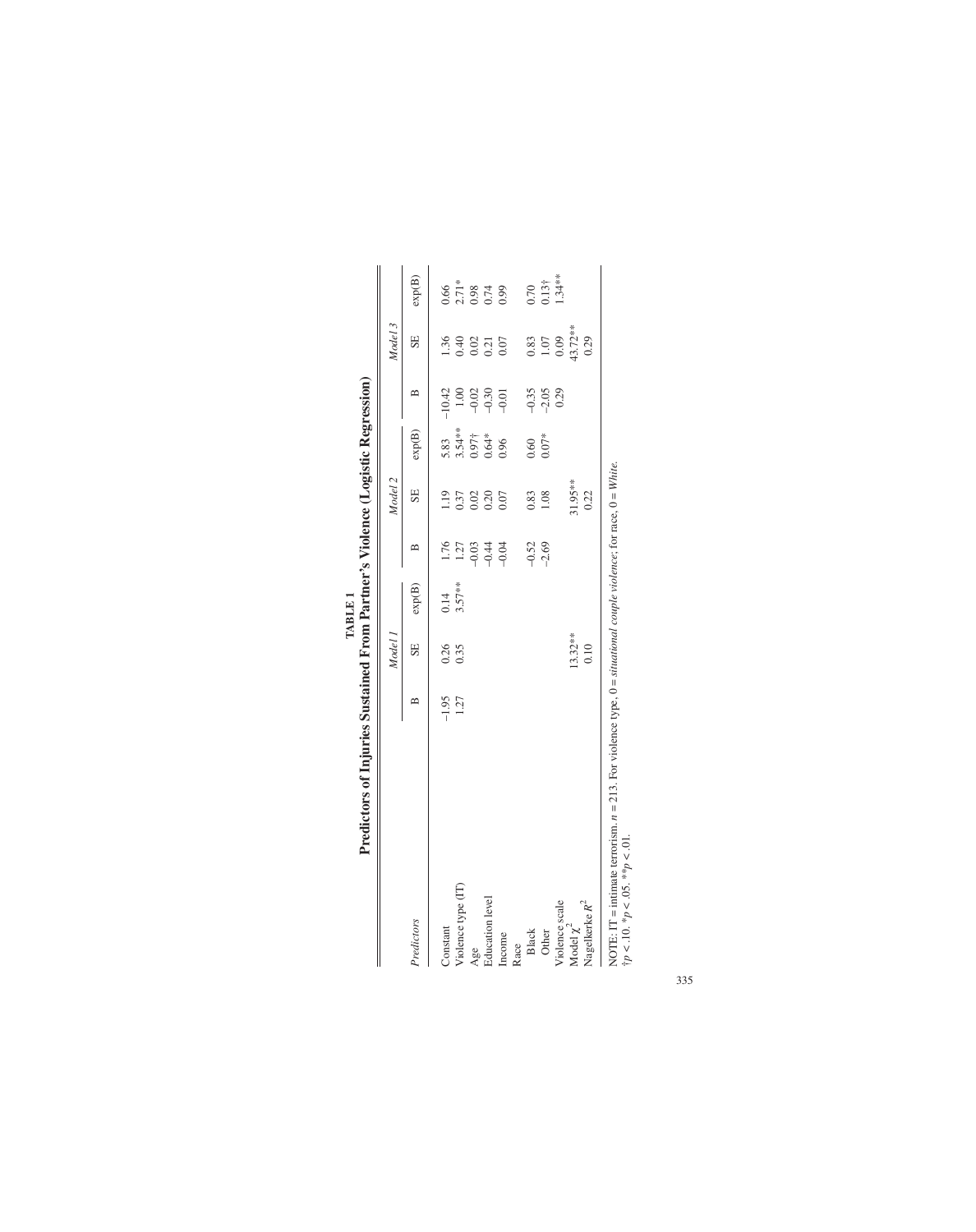**TABLE 1**
**Predictors of Injuries Sustained From Partner's Violence (Logistic Regression)**

| Predictors | *Model 1* | | | *Model 2* | | | *Model 3* | | |
|---|---|---|---|---|---|---|---|---|---|
| | B | SE | exp(B) | B | SE | exp(B) | B | SE | exp(B) |
| Constant | –1.95 | 0.26 | 0.14 | 1.76 | 1.19 | 5.83 | –10.42 | 1.36 | 0.66 |
| Violence type (IT) | 1.27 | 0.35 | 3.57** | 1.27 | 0.37 | 3.54** | 1.00 | 0.40 | 2.71* |
| Age | | | | –0.03 | 0.02 | 0.97† | –0.02 | 0.02 | 0.98 |
| Education level | | | | –0.44 | 0.20 | 0.64* | –0.30 | 0.21 | 0.74 |
| Income | | | | –0.04 | 0.07 | 0.96 | –0.01 | 0.07 | 0.99 |
| Race | | | | | | | | | |
| Black | | | | –0.52 | 0.83 | 0.60 | –0.35 | 0.83 | 0.70 |
| Other | | | | –2.69 | 1.08 | 0.07* | –2.05 | 1.07 | 0.13† |
| Violence scale | | | | | | | 0.29 | 0.09 | 1.34** |
| Model $\chi^2$ | | 13.32** | | | 31.95** | | | 43.72** | |
| Nagelkerke $R^2$ | | 0.10 | | | 0.22 | | | 0.29 | |

NOTE: IT = intimate terrorism. $n$ = 213. For violence type, 0 = *situational couple violence*; for race, 0 = *White*.
†$p < .10$. *$p < .05$. **$p < .01$.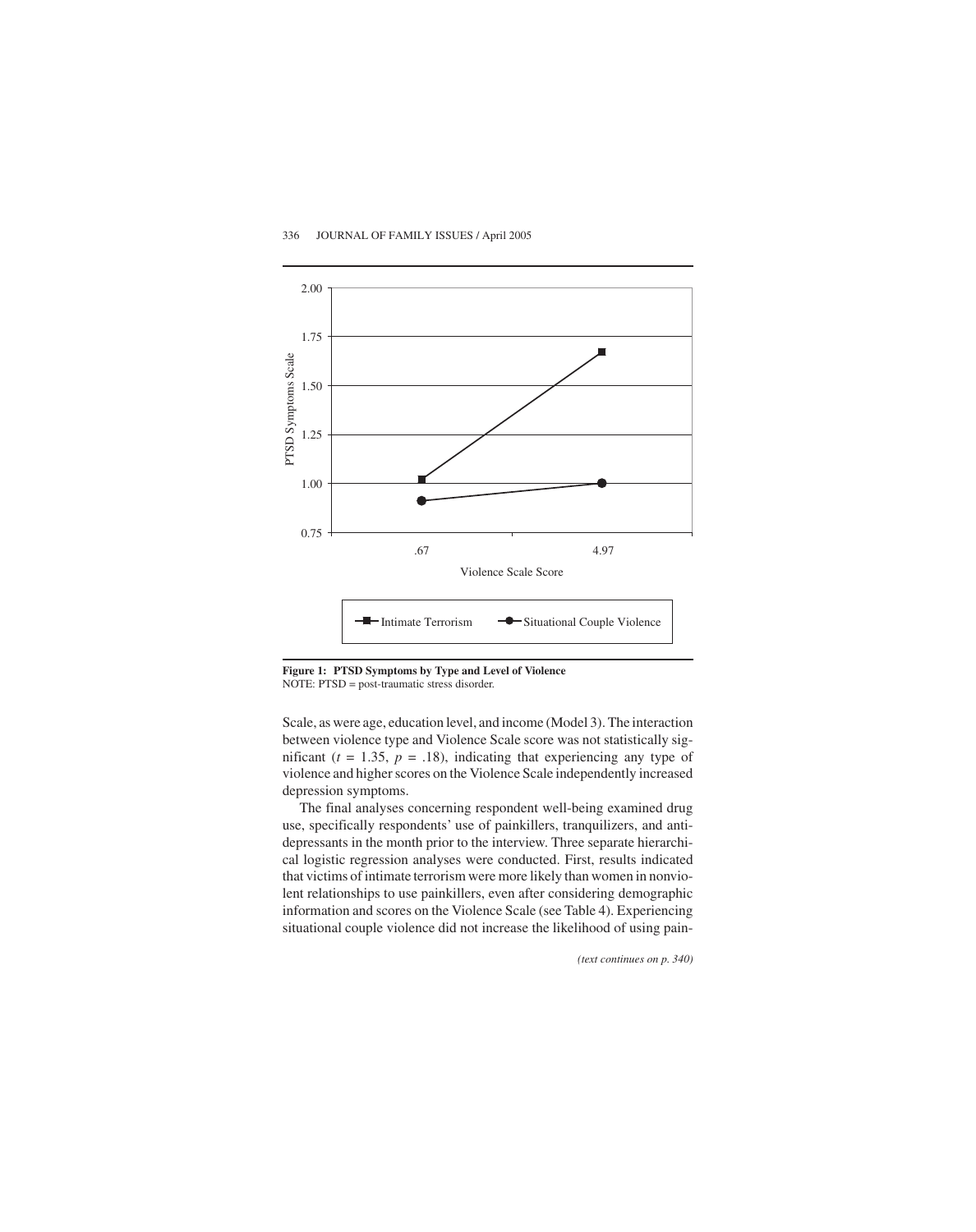2.00

1.75

1.50

1.25

1.00

0.75

PTSD Symptoms Scale

.67

4.97

Violence Scale Score

Intimate Terrorism

Situational Couple Violence

**Figure 1: PTSD Symptoms by Type and Level of Violence**
NOTE: PTSD = post-traumatic stress disorder.

Scale, as were age, education level, and income (Model 3). The interaction between violence type and Violence Scale score was not statistically significant ($t$ = 1.35, $p$ = .18), indicating that experiencing any type of violence and higher scores on the Violence Scale independently increased depression symptoms.

The final analyses concerning respondent well-being examined drug use, specifically respondents' use of painkillers, tranquilizers, and antidepressants in the month prior to the interview. Three separate hierarchical logistic regression analyses were conducted. First, results indicated that victims of intimate terrorism were more likely than women in nonviolent relationships to use painkillers, even after considering demographic information and scores on the Violence Scale (see Table 4). Experiencing situational couple violence did not increase the likelihood of using pain-

*(text continues on p. 340)*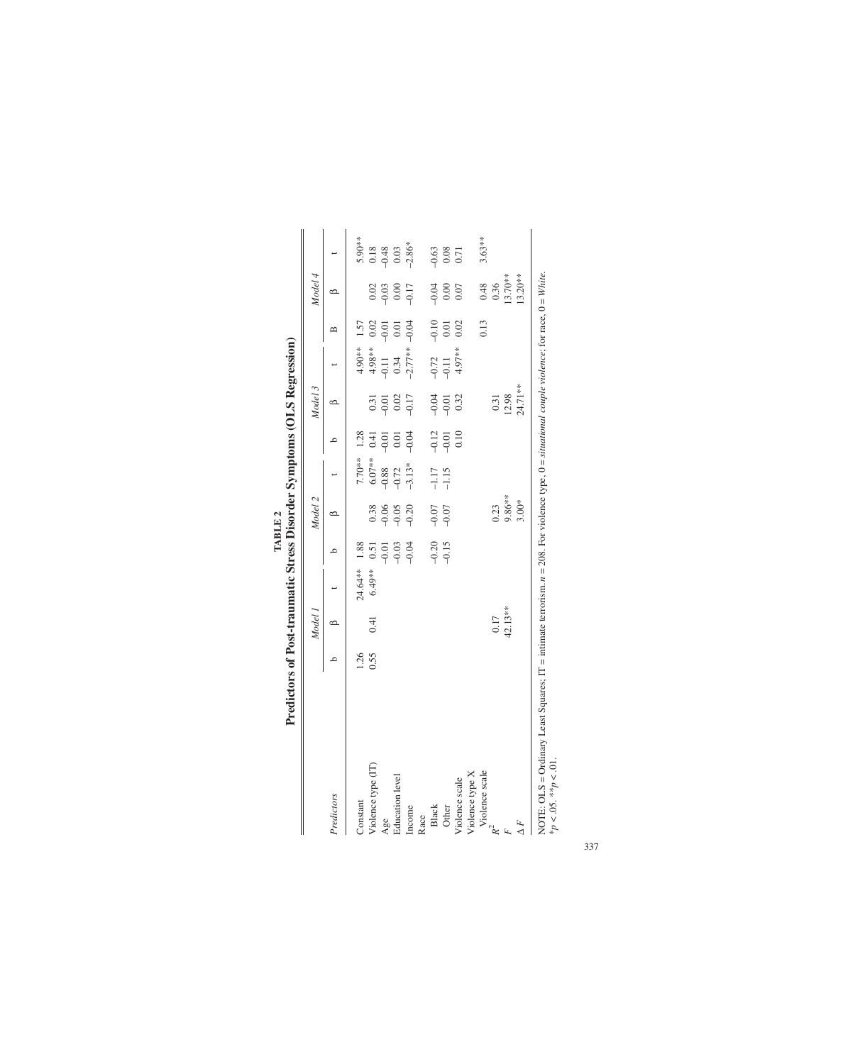**TABLE 2**

**Predictors of Post-traumatic Stress Disorder Symptoms (OLS Regression)**

| | Model 1 | | | Model 2 | | | Model 3 | | | Model 4 | | |
|---|---|---|---|---|---|---|---|---|---|---|---|---|
| Predictors | b | β | t | b | β | t | b | β | t | B | β | t |
| Constant | 1.26 | | 24.64** | 1.88 | | 7.70** | 1.28 | | 4.90** | 1.57 | | 5.90** |
| Violence type (IT) | 0.55 | 0.41 | 6.49** | 0.51 | 0.38 | 6.07** | 0.41 | 0.31 | 4.98** | 0.02 | 0.02 | 0.18 |
| Age | | | | –0.01 | –0.06 | –0.88 | –0.01 | –0.01 | –0.11 | –0.01 | –0.03 | –0.48 |
| Education level | | | | –0.03 | –0.05 | –0.72 | 0.01 | 0.02 | 0.34 | 0.01 | 0.00 | 0.03 |
| Income | | | | –0.04 | –0.20 | –3.13* | –0.04 | –0.17 | –2.77** | –0.04 | –0.17 | –2.86* |
| Race | | | | | | | | | | | | |
| Black | | | | –0.20 | –0.07 | –1.17 | –0.12 | –0.04 | –0.72 | –0.10 | –0.04 | –0.63 |
| Other | | | | –0.15 | –0.07 | –1.15 | –0.01 | –0.01 | –0.11 | 0.01 | 0.00 | 0.08 |
| Violence scale | | | | | | | 0.10 | 0.32 | 4.97** | 0.02 | 0.07 | 0.71 |
| Violence type X Violence scale | | | | | | | | | | 0.13 | 0.48 | 3.63** |
| $R^2$ | | 0.17 | | | 0.23 | | | 0.31 | | | 0.36 | |
| $F$ | | 42.13** | | | 9.86** | | | 12.98 | | | 13.70** | |
| $\Delta F$ | | | | | 3.00* | | | 24.71** | | | 13.20** | |

NOTE: OLS = Ordinary Least Squares; IT = intimate terrorism. $n = 208$. For violence type, 0 = *situational couple violence*; for race, 0 = *White*.
$*p < .05$. $**p < .01$.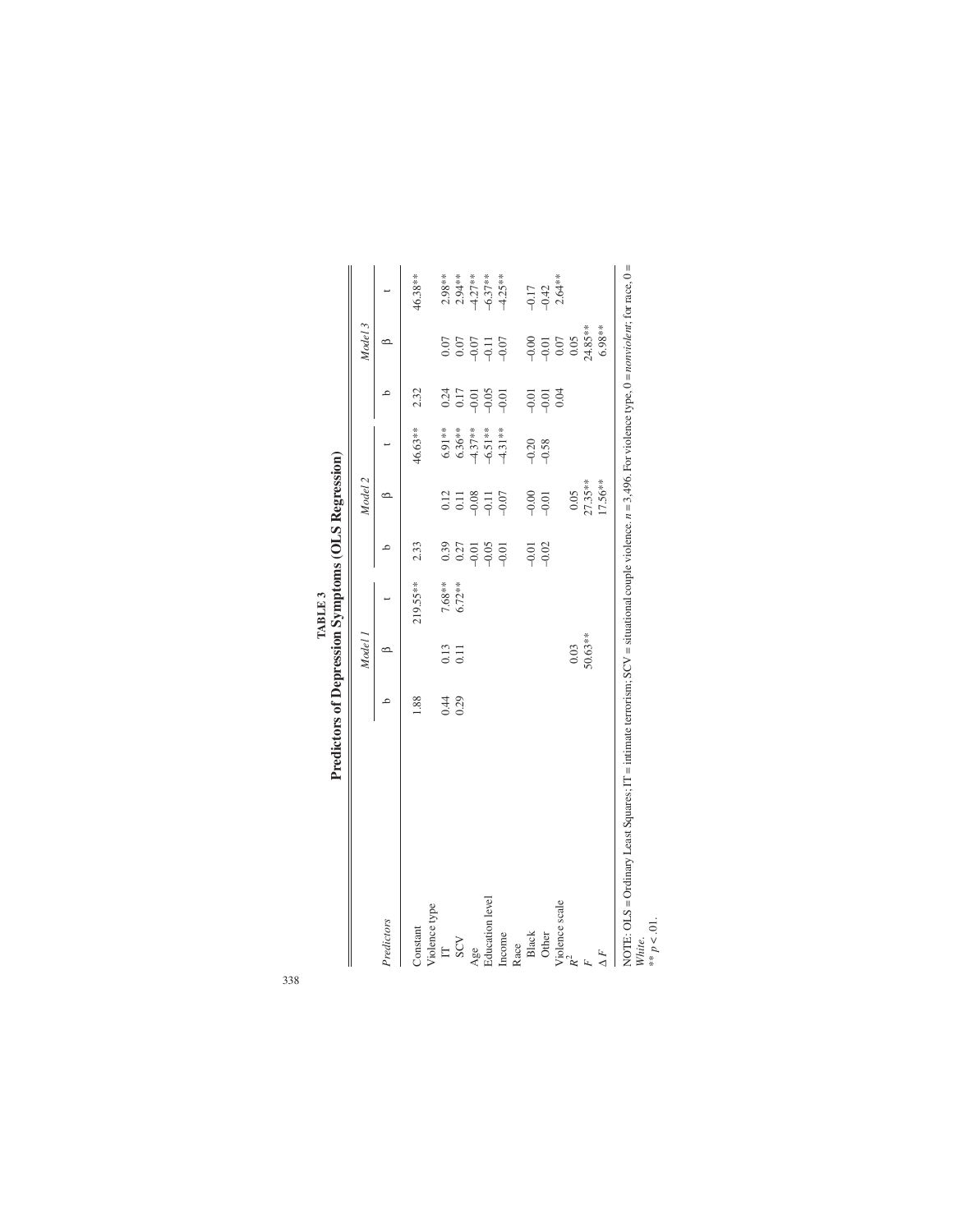**TABLE 3**
**Predictors of Depression Symptoms (OLS Regression)**

| Predictors | Model 1 | | | Model 2 | | | Model 3 | | |
|---|---|---|---|---|---|---|---|---|---|
| | b | β | t | b | β | t | b | β | t |
| Constant | 1.88 | | 219.55** | 2.33 | | 46.63** | 2.32 | | 46.38** |
| Violence type | | | | | | | | | |
| IT | 0.44 | 0.13 | 7.68** | 0.39 | 0.12 | 6.91** | 0.24 | 0.07 | 2.98** |
| SCV | 0.29 | 0.11 | 6.72** | 0.27 | 0.11 | 6.36** | 0.17 | 0.07 | 2.94** |
| Age | | | | –0.01 | –0.08 | –4.37** | –0.01 | –0.07 | –4.27** |
| Education level | | | | –0.05 | –0.11 | –6.51** | –0.05 | –0.11 | –6.37** |
| Income | | | | –0.01 | –0.07 | –4.31** | –0.01 | –0.07 | –4.25** |
| Race | | | | | | | | | |
| Black | | | | –0.01 | –0.00 | –0.20 | –0.01 | –0.00 | –0.17 |
| Other | | | | –0.02 | –0.01 | –0.58 | –0.01 | –0.01 | –0.42 |
| Violence scale | | | | | | | 0.04 | 0.07 | 2.64** |
| $R^2$ | | 0.03 | | | 0.05 | | | 0.05 | |
| $F$ | | 50.63** | | | 27.35** | | | 24.85** | |
| $\Delta F$ | | | | | 17.56** | | | 6.98** | |

NOTE: OLS = Ordinary Least Squares; IT = intimate terrorism; SCV = situational couple violence. $n$ = 3,496. For violence type, 0 = *nonviolent*; for race, 0 = *White*.
** $p < .01$.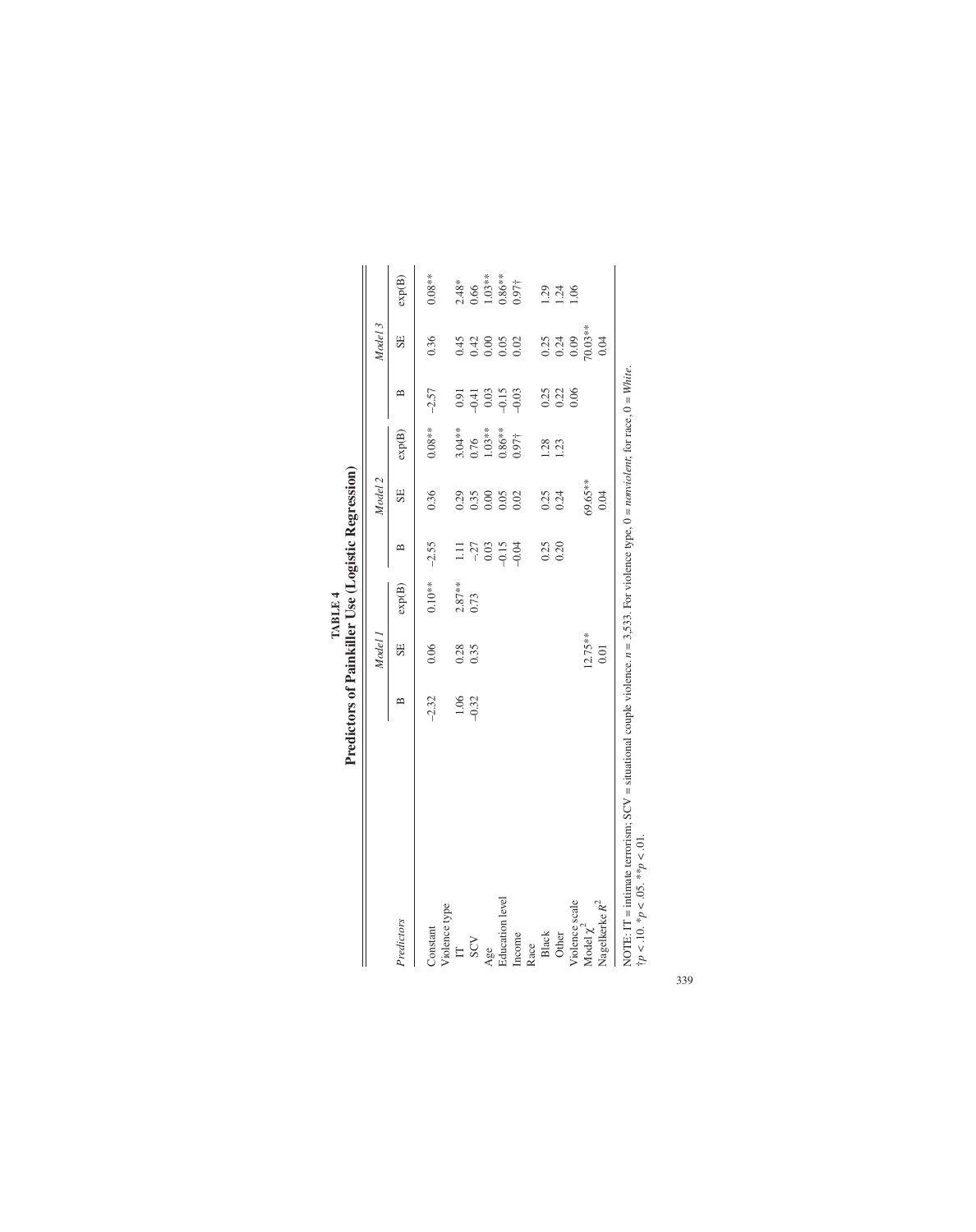**TABLE 4**
**Predictors of Painkiller Use (Logistic Regression)**

| | *Model 1* | | | *Model 2* | | | *Model 3* | | |
|---|---|---|---|---|---|---|---|---|---|
| *Predictors* | B | SE | exp(B) | B | SE | exp(B) | B | SE | exp(B) |
| Constant | –2.32 | 0.06 | 0.10** | –2.55 | 0.36 | 0.08** | –2.57 | 0.36 | 0.08** |
| Violence type | | | | | | | | | |
| IT | 1.06 | 0.28 | 2.87** | 1.11 | 0.29 | 3.04** | 0.91 | 0.45 | 2.48* |
| SCV | –0.32 | 0.35 | 0.73 | –.27 | 0.35 | 0.76 | –0.41 | 0.42 | 0.66 |
| Age | | | | 0.03 | 0.00 | 1.03** | 0.03 | 0.00 | 1.03** |
| Education level | | | | –0.15 | 0.05 | 0.86** | –0.15 | 0.05 | 0.86** |
| Income | | | | –0.04 | 0.02 | 0.97† | –0.03 | 0.02 | 0.97† |
| Race | | | | | | | | | |
| Black | | | | 0.25 | 0.25 | 1.28 | 0.25 | 0.25 | 1.29 |
| Other | | | | 0.20 | 0.24 | 1.23 | 0.22 | 0.24 | 1.24 |
| Violence scale | | | | | | | 0.06 | 0.09 | 1.06 |
| Model $\chi^2$ | | 12.75** | | | 69.65** | | | 70.03** | |
| Nagelkerke $R^2$ | | 0.01 | | | 0.04 | | | 0.04 | |

NOTE: IT = intimate terrorism; SCV = situational couple violence. $n$ = 3,533. For violence type, 0 = *nonviolent*; for race, 0 = *White*.
†$p < .10$. *$p < .05$. **$p < .01$.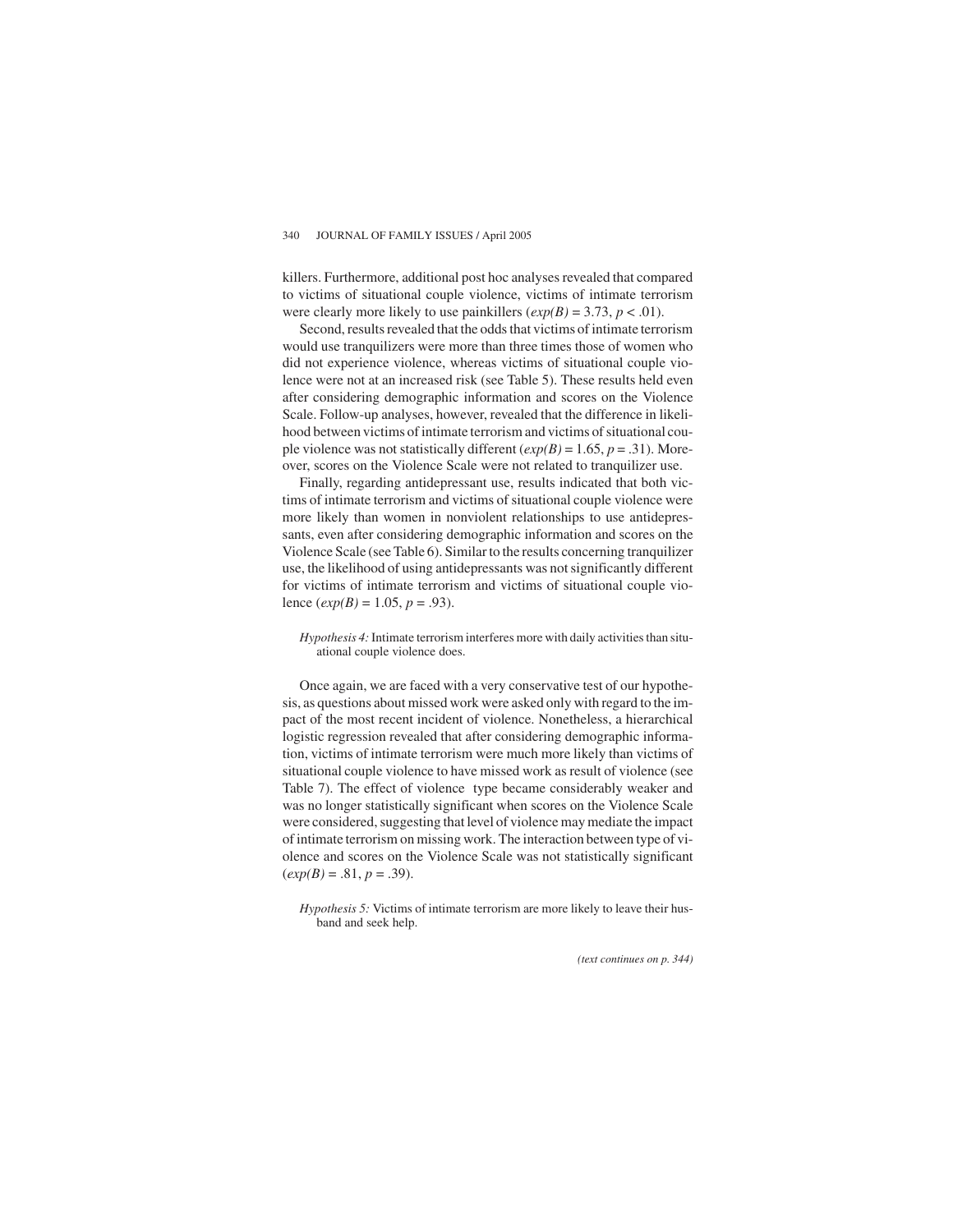killers. Furthermore, additional post hoc analyses revealed that compared to victims of situational couple violence, victims of intimate terrorism were clearly more likely to use painkillers (*exp(B)* = 3.73, $p < .01$).

Second, results revealed that the odds that victims of intimate terrorism would use tranquilizers were more than three times those of women who did not experience violence, whereas victims of situational couple violence were not at an increased risk (see Table 5). These results held even after considering demographic information and scores on the Violence Scale. Follow-up analyses, however, revealed that the difference in likelihood between victims of intimate terrorism and victims of situational couple violence was not statistically different (*exp(B)* = 1.65, $p = .31$). Moreover, scores on the Violence Scale were not related to tranquilizer use.

Finally, regarding antidepressant use, results indicated that both victims of intimate terrorism and victims of situational couple violence were more likely than women in nonviolent relationships to use antidepressants, even after considering demographic information and scores on the Violence Scale (see Table 6). Similar to the results concerning tranquilizer use, the likelihood of using antidepressants was not significantly different for victims of intimate terrorism and victims of situational couple violence (*exp(B)* = 1.05, $p = .93$).

> *Hypothesis 4:* Intimate terrorism interferes more with daily activities than situational couple violence does.

Once again, we are faced with a very conservative test of our hypothesis, as questions about missed work were asked only with regard to the impact of the most recent incident of violence. Nonetheless, a hierarchical logistic regression revealed that after considering demographic information, victims of intimate terrorism were much more likely than victims of situational couple violence to have missed work as result of violence (see Table 7). The effect of violence type became considerably weaker and was no longer statistically significant when scores on the Violence Scale were considered, suggesting that level of violence may mediate the impact of intimate terrorism on missing work. The interaction between type of violence and scores on the Violence Scale was not statistically significant (*exp(B)* = .81, $p = .39$).

> *Hypothesis 5:* Victims of intimate terrorism are more likely to leave their husband and seek help.

*(text continues on p. 344)*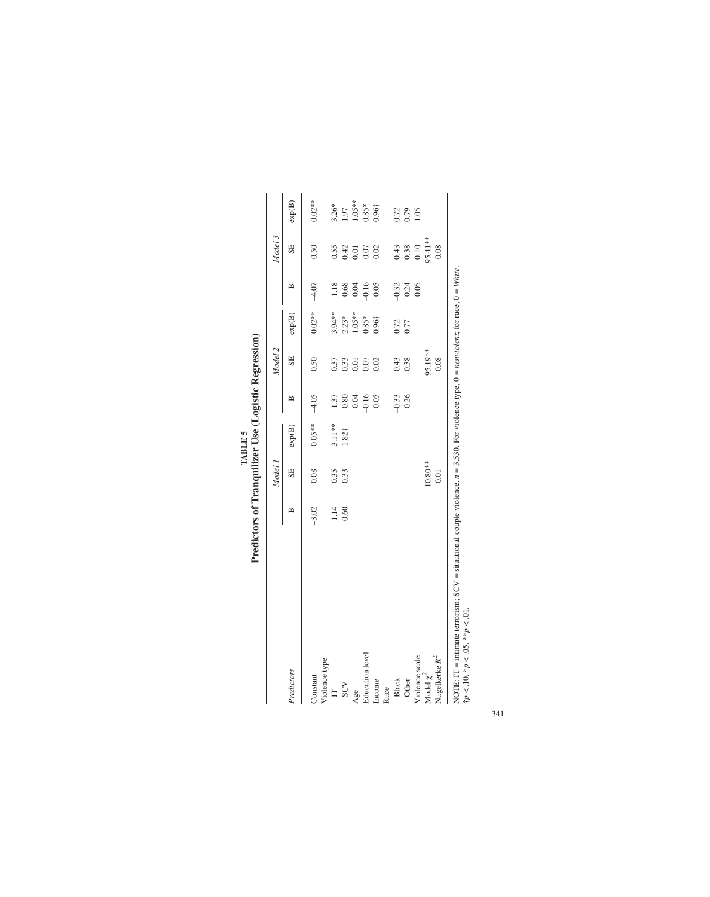**TABLE 5**
**Predictors of Tranquilizer Use (Logistic Regression)**

| Predictors | Model 1 | | | Model 2 | | | Model 3 | | |
|---|---|---|---|---|---|---|---|---|---|
| | B | SE | exp(B) | B | SE | exp(B) | B | SE | exp(B) |
| Constant | –3.02 | 0.08 | 0.05** | –4.05 | 0.50 | 0.02** | –4.07 | 0.50 | 0.02** |
| Violence type | | | | | | | | | |
| IT | 1.14 | 0.35 | 3.11** | 1.37 | 0.37 | 3.94** | 1.18 | 0.55 | 3.26* |
| SCV | 0.60 | 0.33 | 1.82† | 0.80 | 0.33 | 2.23* | 0.68 | 0.42 | 1.97 |
| Age | | | | 0.04 | 0.01 | 1.05** | 0.04 | 0.01 | 1.05** |
| Education level | | | | –0.16 | 0.07 | 0.85* | –0.16 | 0.07 | 0.85* |
| Income | | | | –0.05 | 0.02 | 0.96† | –0.05 | 0.02 | 0.96† |
| Race | | | | | | | | | |
| Black | | | | –0.33 | 0.43 | 0.72 | –0.32 | 0.43 | 0.72 |
| Other | | | | –0.26 | 0.38 | 0.77 | –0.24 | 0.38 | 0.79 |
| Violence scale | | | | | | | 0.05 | 0.10 | 1.05 |
| Model $\chi^2$ | | 10.80** | | | 95.19** | | | 95.41** | |
| Nagelkerke $R^2$ | | 0.01 | | | 0.08 | | | 0.08 | |

NOTE: IT = intimate terrorism; SCV = situational couple violence. $n$ = 3,530. For violence type, 0 = *nonviolent*; for race, 0 = *White*.
†$p < .10$. *$p < .05$. **$p < .01$.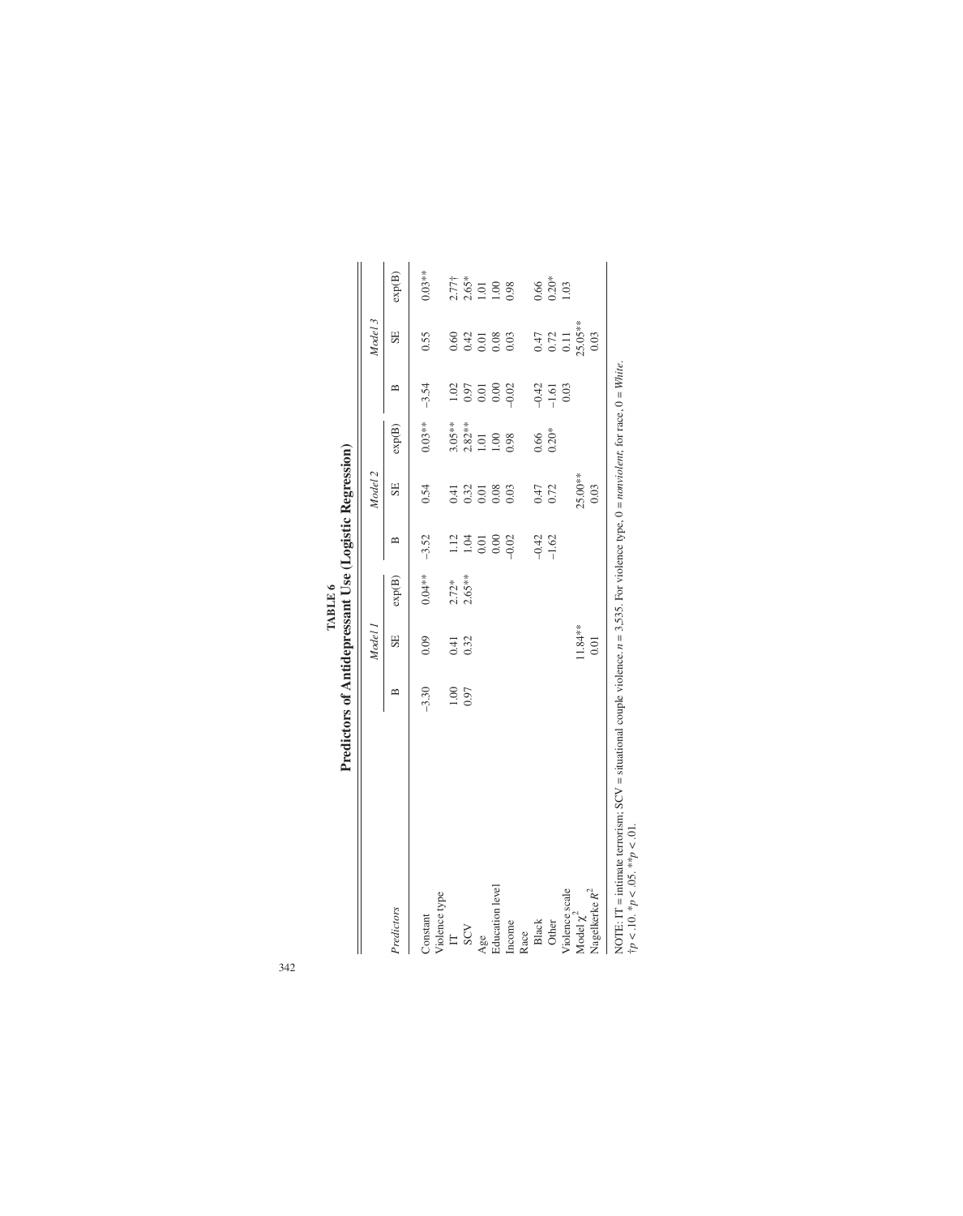**TABLE 6**
**Predictors of Antidepressant Use (Logistic Regression)**

| Predictors | Model 1 | | | Model 2 | | | Model 3 | | |
|---|---|---|---|---|---|---|---|---|---|
| | B | SE | exp(B) | B | SE | exp(B) | B | SE | exp(B) |
| Constant | –3.30 | 0.09 | 0.04** | –3.52 | 0.54 | 0.03** | –3.54 | 0.55 | 0.03** |
| Violence type | | | | | | | | | |
| IT | 1.00 | 0.41 | 2.72* | 1.12 | 0.41 | 3.05** | 1.02 | 0.60 | 2.77† |
| SCV | 0.97 | 0.32 | 2.65** | 1.04 | 0.32 | 2.82** | 0.97 | 0.42 | 2.65* |
| Age | | | | 0.01 | 0.01 | 1.01 | 0.01 | 0.01 | 1.01 |
| Education level | | | | 0.00 | 0.08 | 1.00 | 0.00 | 0.08 | 1.00 |
| Income | | | | –0.02 | 0.03 | 0.98 | –0.02 | 0.03 | 0.98 |
| Race | | | | | | | | | |
| Black | | | | –0.42 | 0.47 | 0.66 | –0.42 | 0.47 | 0.66 |
| Other | | | | –1.62 | 0.72 | 0.20* | –1.61 | 0.72 | 0.20* |
| Violence scale | | | | | | | 0.03 | 0.11 | 1.03 |
| Model $\chi^2$ | | 11.84** | | | 25.00** | | | 25.05** | |
| Nagelkerke $R^2$ | | 0.01 | | | 0.03 | | | 0.03 | |

NOTE: IT = intimate terrorism; SCV = situational couple violence. $n$ = 3,535. For violence type, 0 = *nonviolent*; for race, 0 = *White*.
†$p < .10$. *$p < .05$. **$p < .01$.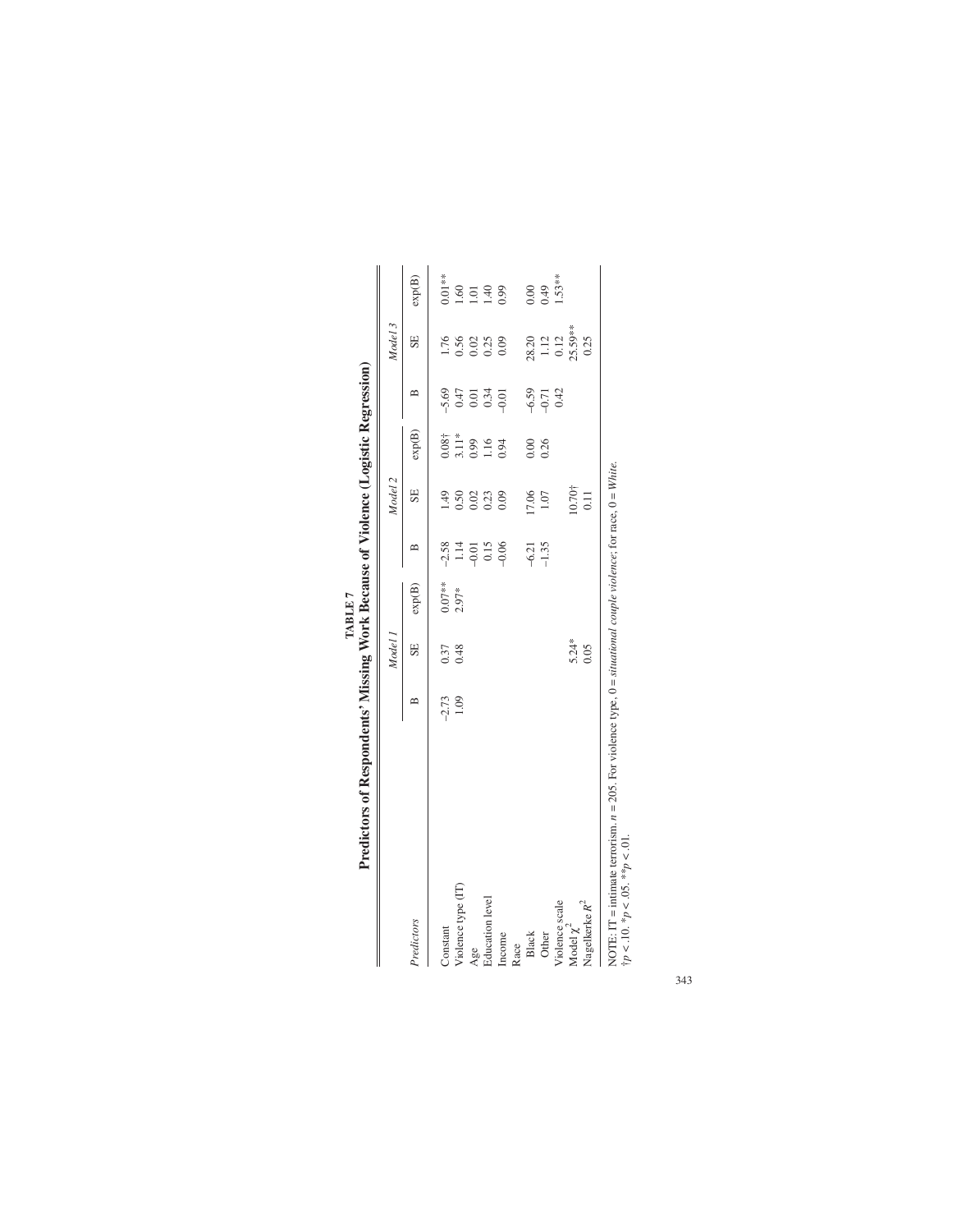**TABLE 7**

**Predictors of Respondents' Missing Work Because of Violence (Logistic Regression)**

| Predictors | Model 1 | | | Model 2 | | | Model 3 | | |
|---|---|---|---|---|---|---|---|---|---|
| | B | SE | exp(B) | B | SE | exp(B) | B | SE | exp(B) |
| Constant | –2.73 | 0.37 | 0.07** | –2.58 | 1.49 | 0.08† | –5.69 | 1.76 | 0.01** |
| Violence type (IT) | 1.09 | 0.48 | 2.97* | 1.14 | 0.50 | 3.11* | 0.47 | 0.56 | 1.60 |
| Age | | | | –0.01 | 0.02 | 0.99 | 0.01 | 0.02 | 1.01 |
| Education level | | | | 0.15 | 0.23 | 1.16 | 0.34 | 0.25 | 1.40 |
| Income | | | | –0.06 | 0.09 | 0.94 | –0.01 | 0.09 | 0.99 |
| Race | | | | | | | | | |
| Black | | | | –6.21 | 17.06 | 0.00 | –6.59 | 28.20 | 0.00 |
| Other | | | | –1.35 | 1.07 | 0.26 | –0.71 | 1.12 | 0.49 |
| Violence scale | | | | | | | 0.42 | 0.12 | 1.53** |
| Model $\chi^2$ | | 5.24* | | | 10.70† | | | 25.59** | |
| Nagelkerke $R^2$ | | 0.05 | | | 0.11 | | | 0.25 | |

NOTE: IT = intimate terrorism. $n$ = 205. For violence type, 0 = *situational couple violence*; for race, 0 = *White*.
†$p < .10$. *$p < .05$. **$p < .01$.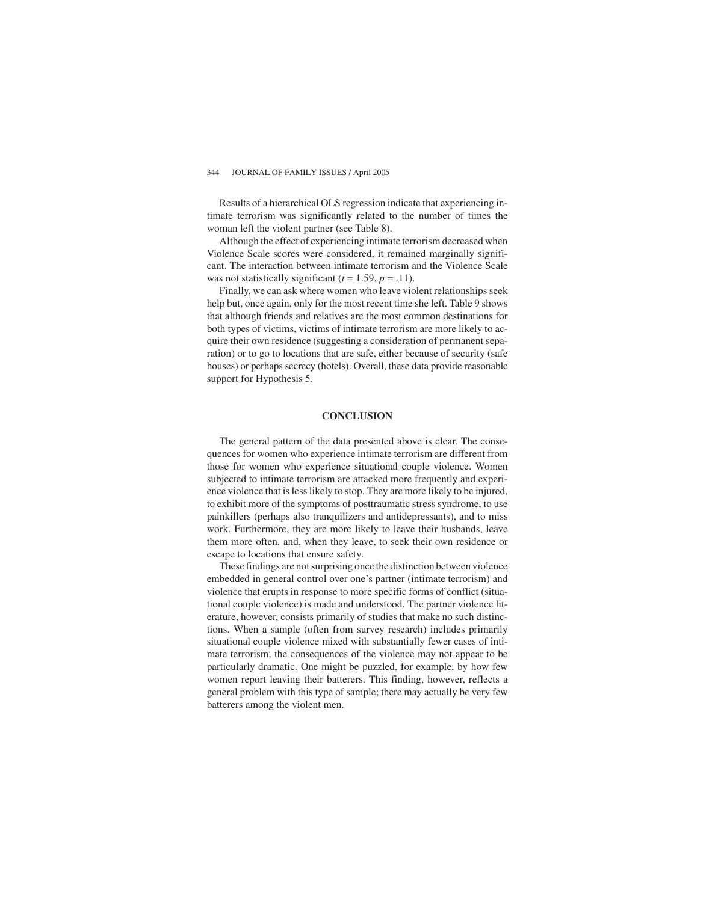Results of a hierarchical OLS regression indicate that experiencing intimate terrorism was significantly related to the number of times the woman left the violent partner (see Table 8).

Although the effect of experiencing intimate terrorism decreased when Violence Scale scores were considered, it remained marginally significant. The interaction between intimate terrorism and the Violence Scale was not statistically significant ($t = 1.59$, $p = .11$).

Finally, we can ask where women who leave violent relationships seek help but, once again, only for the most recent time she left. Table 9 shows that although friends and relatives are the most common destinations for both types of victims, victims of intimate terrorism are more likely to acquire their own residence (suggesting a consideration of permanent separation) or to go to locations that are safe, either because of security (safe houses) or perhaps secrecy (hotels). Overall, these data provide reasonable support for Hypothesis 5.

## CONCLUSION

The general pattern of the data presented above is clear. The consequences for women who experience intimate terrorism are different from those for women who experience situational couple violence. Women subjected to intimate terrorism are attacked more frequently and experience violence that is less likely to stop. They are more likely to be injured, to exhibit more of the symptoms of posttraumatic stress syndrome, to use painkillers (perhaps also tranquilizers and antidepressants), and to miss work. Furthermore, they are more likely to leave their husbands, leave them more often, and, when they leave, to seek their own residence or escape to locations that ensure safety.

These findings are not surprising once the distinction between violence embedded in general control over one's partner (intimate terrorism) and violence that erupts in response to more specific forms of conflict (situational couple violence) is made and understood. The partner violence literature, however, consists primarily of studies that make no such distinctions. When a sample (often from survey research) includes primarily situational couple violence mixed with substantially fewer cases of intimate terrorism, the consequences of the violence may not appear to be particularly dramatic. One might be puzzled, for example, by how few women report leaving their batterers. This finding, however, reflects a general problem with this type of sample; there may actually be very few batterers among the violent men.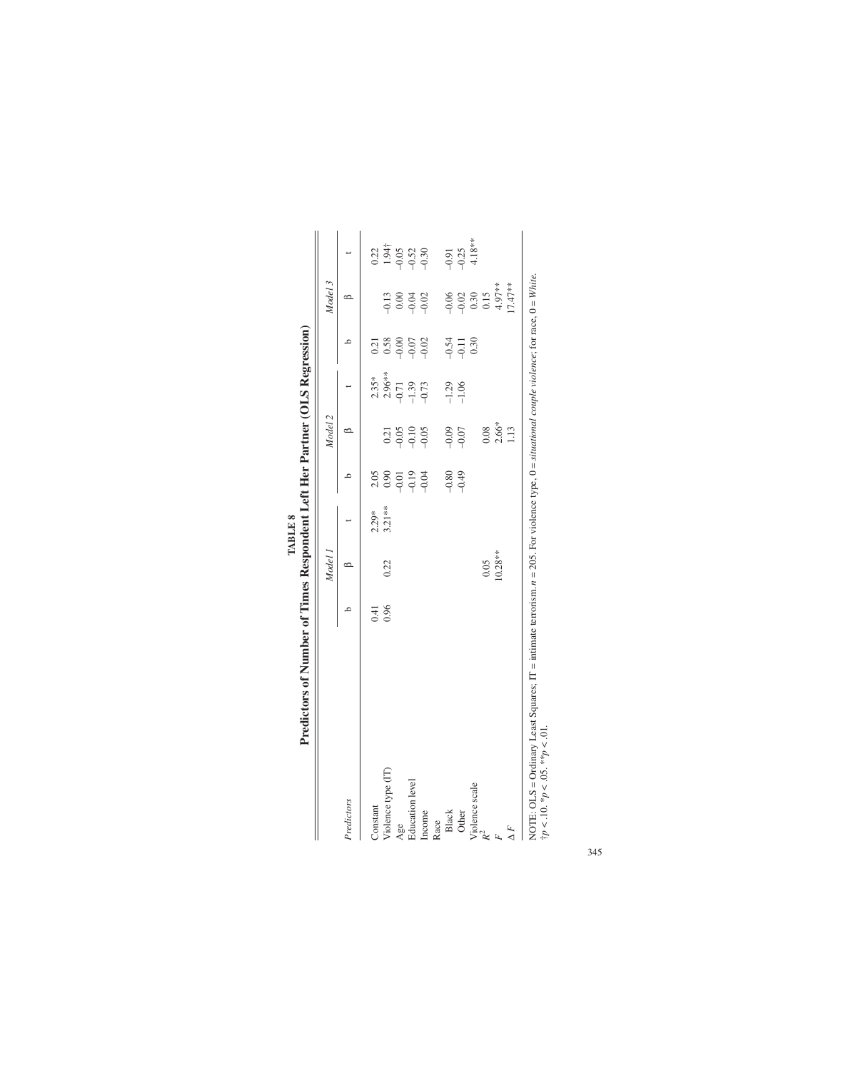**TABLE 8**
**Predictors of Number of Times Respondent Left Her Partner (OLS Regression)**

| Predictors | *Model 1* | | | *Model 2* | | | *Model 3* | | |
|---|---|---|---|---|---|---|---|---|---|
| | b | β | t | b | β | t | b | β | t |
| Constant | 0.41 | | 2.29* | 2.05 | | 2.35* | 0.21 | | 0.22 |
| Violence type (IT) | 0.96 | 0.22 | 3.21** | 0.90 | 0.21 | 2.96** | 0.58 | –0.13 | 1.94† |
| Age | | | | –0.01 | –0.05 | –0.71 | –0.00 | 0.00 | –0.05 |
| Education level | | | | –0.19 | –0.10 | –1.39 | –0.07 | –0.04 | –0.52 |
| Income | | | | –0.04 | –0.05 | –0.73 | –0.02 | –0.02 | –0.30 |
| Race | | | | | | | | | |
| Black | | | | –0.80 | –0.09 | –1.29 | –0.54 | –0.06 | –0.91 |
| Other | | | | –0.49 | –0.07 | –1.06 | –0.11 | –0.02 | –0.25 |
| Violence scale | | | | | | | 0.30 | 0.30 | 4.18** |
| $R^2$ | | 0.05 | | | 0.08 | | | 0.15 | |
| $F$ | | 10.28** | | | 2.66* | | | 4.97** | |
| $\Delta F$ | | | | | 1.13 | | | 17.47** | |

NOTE: OLS = Ordinary Least Squares; IT = intimate terrorism. $n$ = 205. For violence type, 0 = *situational couple violence*; for race, 0 = *White*.
†$p < .10$. *$p < .05$. **$p < .01$.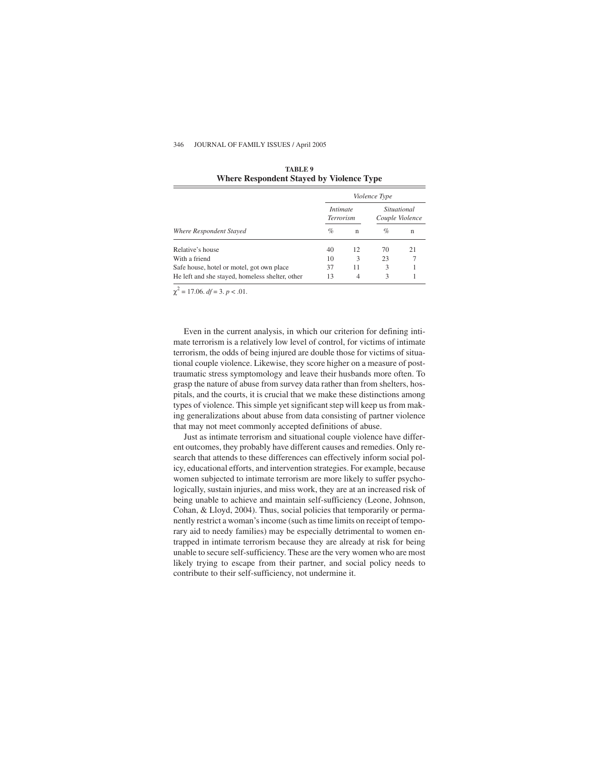**TABLE 9**
**Where Respondent Stayed by Violence Type**

| | *Violence Type* | | | |
|---|---|---|---|---|
| | *Intimate Terrorism* | | *Situational Couple Violence* | |
| *Where Respondent Stayed* | % | n | % | n |
| Relative's house | 40 | 12 | 70 | 21 |
| With a friend | 10 | 3 | 23 | 7 |
| Safe house, hotel or motel, got own place | 37 | 11 | 3 | 1 |
| He left and she stayed, homeless shelter, other | 13 | 4 | 3 | 1 |

$\chi^2 = 17.06$. $df = 3$. $p < .01$.

Even in the current analysis, in which our criterion for defining intimate terrorism is a relatively low level of control, for victims of intimate terrorism, the odds of being injured are double those for victims of situational couple violence. Likewise, they score higher on a measure of posttraumatic stress symptomology and leave their husbands more often. To grasp the nature of abuse from survey data rather than from shelters, hospitals, and the courts, it is crucial that we make these distinctions among types of violence. This simple yet significant step will keep us from making generalizations about abuse from data consisting of partner violence that may not meet commonly accepted definitions of abuse.

Just as intimate terrorism and situational couple violence have different outcomes, they probably have different causes and remedies. Only research that attends to these differences can effectively inform social policy, educational efforts, and intervention strategies. For example, because women subjected to intimate terrorism are more likely to suffer psychologically, sustain injuries, and miss work, they are at an increased risk of being unable to achieve and maintain self-sufficiency (Leone, Johnson, Cohan, & Lloyd, 2004). Thus, social policies that temporarily or permanently restrict a woman's income (such as time limits on receipt of temporary aid to needy families) may be especially detrimental to women entrapped in intimate terrorism because they are already at risk for being unable to secure self-sufficiency. These are the very women who are most likely trying to escape from their partner, and social policy needs to contribute to their self-sufficiency, not undermine it.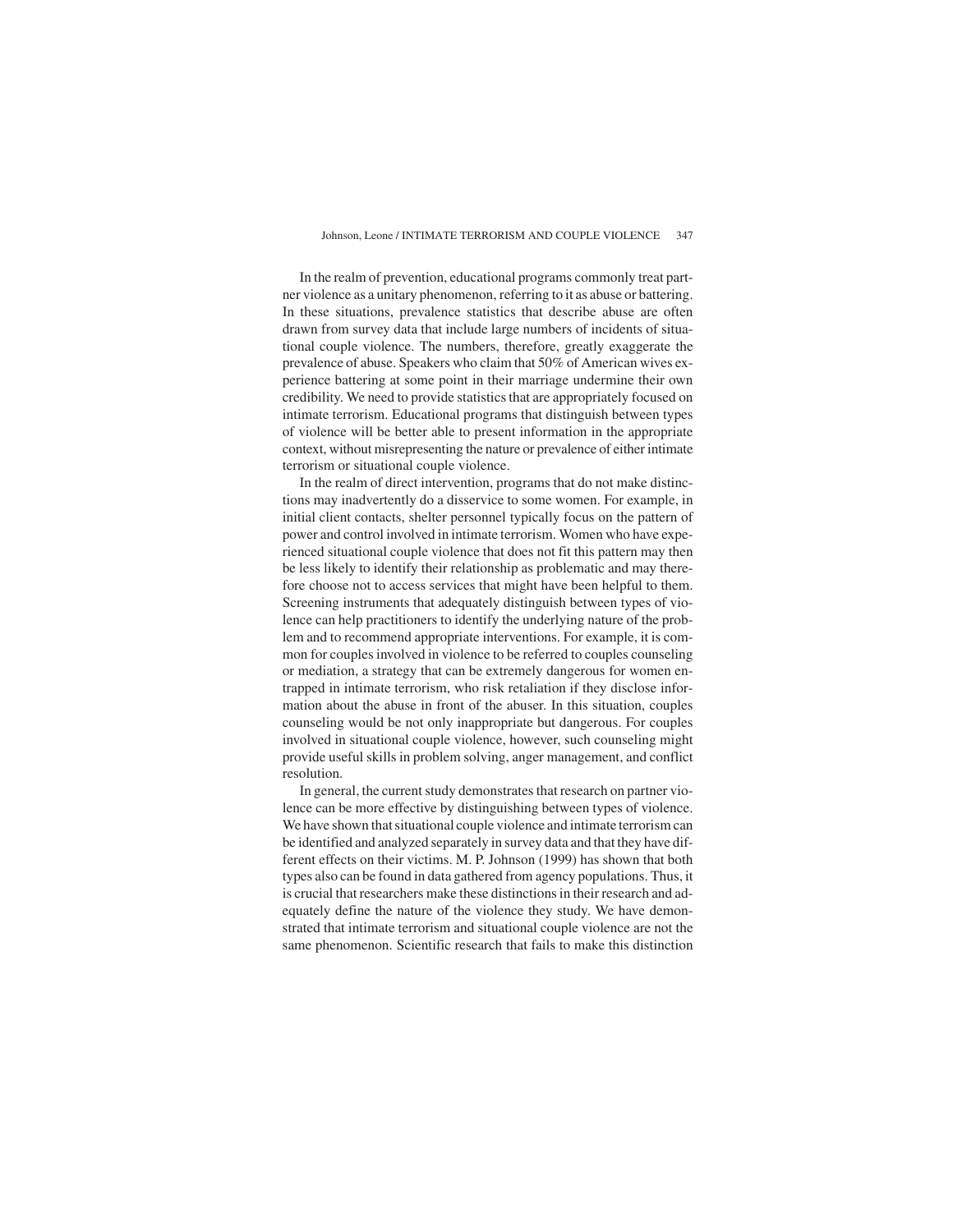In the realm of prevention, educational programs commonly treat partner violence as a unitary phenomenon, referring to it as abuse or battering. In these situations, prevalence statistics that describe abuse are often drawn from survey data that include large numbers of incidents of situational couple violence. The numbers, therefore, greatly exaggerate the prevalence of abuse. Speakers who claim that 50% of American wives experience battering at some point in their marriage undermine their own credibility. We need to provide statistics that are appropriately focused on intimate terrorism. Educational programs that distinguish between types of violence will be better able to present information in the appropriate context, without misrepresenting the nature or prevalence of either intimate terrorism or situational couple violence.

In the realm of direct intervention, programs that do not make distinctions may inadvertently do a disservice to some women. For example, in initial client contacts, shelter personnel typically focus on the pattern of power and control involved in intimate terrorism. Women who have experienced situational couple violence that does not fit this pattern may then be less likely to identify their relationship as problematic and may therefore choose not to access services that might have been helpful to them. Screening instruments that adequately distinguish between types of violence can help practitioners to identify the underlying nature of the problem and to recommend appropriate interventions. For example, it is common for couples involved in violence to be referred to couples counseling or mediation, a strategy that can be extremely dangerous for women entrapped in intimate terrorism, who risk retaliation if they disclose information about the abuse in front of the abuser. In this situation, couples counseling would be not only inappropriate but dangerous. For couples involved in situational couple violence, however, such counseling might provide useful skills in problem solving, anger management, and conflict resolution.

In general, the current study demonstrates that research on partner violence can be more effective by distinguishing between types of violence. We have shown that situational couple violence and intimate terrorism can be identified and analyzed separately in survey data and that they have different effects on their victims. M. P. Johnson (1999) has shown that both types also can be found in data gathered from agency populations. Thus, it is crucial that researchers make these distinctions in their research and adequately define the nature of the violence they study. We have demonstrated that intimate terrorism and situational couple violence are not the same phenomenon. Scientific research that fails to make this distinction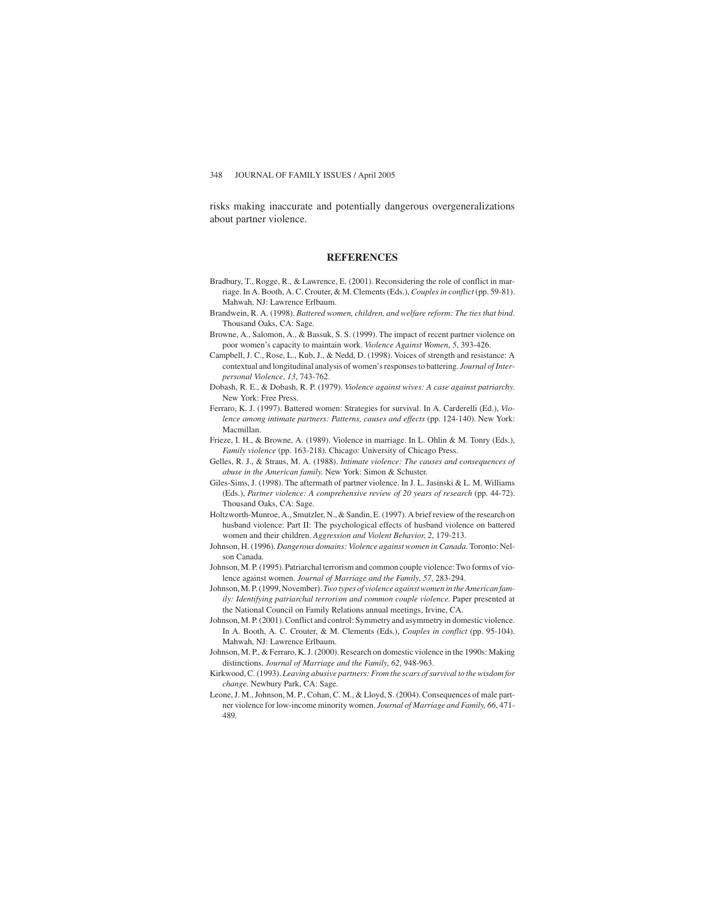risks making inaccurate and potentially dangerous overgeneralizations about partner violence.

## REFERENCES

Bradbury, T., Rogge, R., & Lawrence, E. (2001). Reconsidering the role of conflict in marriage. In A. Booth, A. C. Crouter, & M. Clements (Eds.), *Couples in conflict* (pp. 59-81). Mahwah, NJ: Lawrence Erlbaum.

Brandwein, R. A. (1998). *Battered women, children, and welfare reform: The ties that bind*. Thousand Oaks, CA: Sage.

Browne, A., Salomon, A., & Bassuk, S. S. (1999). The impact of recent partner violence on poor women's capacity to maintain work. *Violence Against Women*, *5*, 393-426.

Campbell, J. C., Rose, L., Kub, J., & Nedd, D. (1998). Voices of strength and resistance: A contextual and longitudinal analysis of women's responses to battering. *Journal of Interpersonal Violence*, *13*, 743-762.

Dobash, R. E., & Dobash, R. P. (1979). *Violence against wives: A case against patriarchy*. New York: Free Press.

Ferraro, K. J. (1997). Battered women: Strategies for survival. In A. Carderelli (Ed.), *Violence among intimate partners: Patterns, causes and effects* (pp. 124-140). New York: Macmillan.

Frieze, I. H., & Browne, A. (1989). Violence in marriage. In L. Ohlin & M. Tonry (Eds.), *Family violence* (pp. 163-218). Chicago: University of Chicago Press.

Gelles, R. J., & Straus, M. A. (1988). *Intimate violence: The causes and consequences of abuse in the American family*. New York: Simon & Schuster.

Giles-Sims, J. (1998). The aftermath of partner violence. In J. L. Jasinski & L. M. Williams (Eds.), *Partner violence: A comprehensive review of 20 years of research* (pp. 44-72). Thousand Oaks, CA: Sage.

Holtzworth-Munroe, A., Smutzler, N., & Sandin, E. (1997). A brief review of the research on husband violence: Part II: The psychological effects of husband violence on battered women and their children. *Aggression and Violent Behavior, 2*, 179-213.

Johnson, H. (1996). *Dangerous domains: Violence against women in Canada*. Toronto: Nelson Canada.

Johnson, M. P. (1995). Patriarchal terrorism and common couple violence: Two forms of violence against women. *Journal of Marriage and the Family*, *57*, 283-294.

Johnson, M. P. (1999, November). *Two types of violence against women in the American family: Identifying patriarchal terrorism and common couple violence*. Paper presented at the National Council on Family Relations annual meetings, Irvine, CA.

Johnson, M. P. (2001). Conflict and control: Symmetry and asymmetry in domestic violence. In A. Booth, A. C. Crouter, & M. Clements (Eds.), *Couples in conflict* (pp. 95-104). Mahwah, NJ: Lawrence Erlbaum.

Johnson, M. P., & Ferraro, K. J. (2000). Research on domestic violence in the 1990s: Making distinctions. *Journal of Marriage and the Family*, *62*, 948-963.

Kirkwood, C. (1993). *Leaving abusive partners: From the scars of survival to the wisdom for change*. Newbury Park, CA: Sage.

Leone, J. M., Johnson, M. P., Cohan, C. M., & Lloyd, S. (2004). Consequences of male partner violence for low-income minority women. *Journal of Marriage and Family, 66*, 471-489.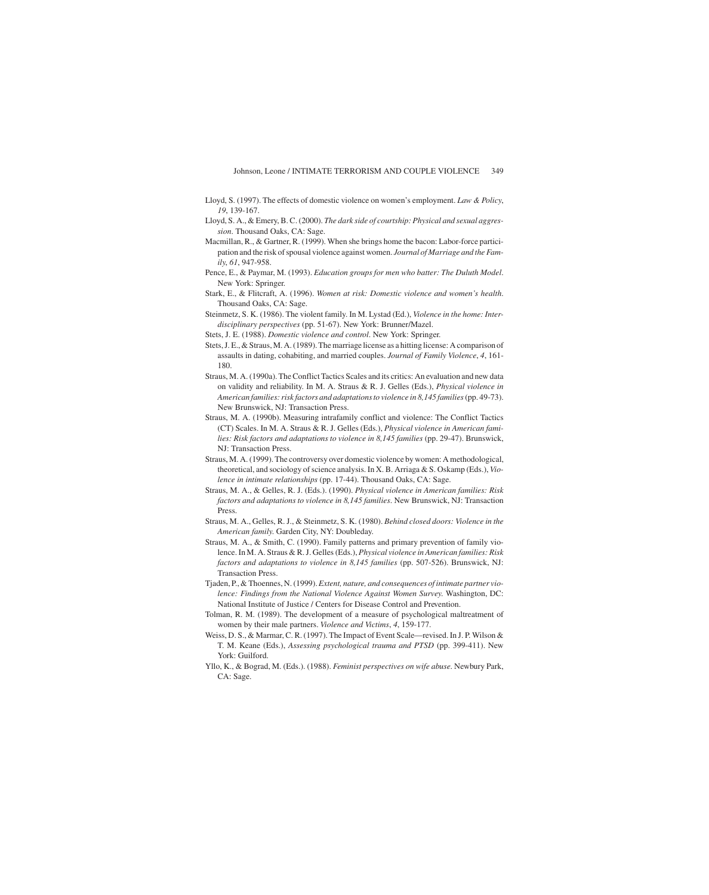Lloyd, S. (1997). The effects of domestic violence on women's employment. *Law & Policy*, *19*, 139-167.

Lloyd, S. A., & Emery, B. C. (2000). *The dark side of courtship: Physical and sexual aggression*. Thousand Oaks, CA: Sage.

Macmillan, R., & Gartner, R. (1999). When she brings home the bacon: Labor-force participation and the risk of spousal violence against women. *Journal of Marriage and the Family*, *61*, 947-958.

Pence, E., & Paymar, M. (1993). *Education groups for men who batter: The Duluth Model*. New York: Springer.

Stark, E., & Flitcraft, A. (1996). *Women at risk: Domestic violence and women's health*. Thousand Oaks, CA: Sage.

Steinmetz, S. K. (1986). The violent family. In M. Lystad (Ed.), *Violence in the home: Interdisciplinary perspectives* (pp. 51-67). New York: Brunner/Mazel.

Stets, J. E. (1988). *Domestic violence and control*. New York: Springer.

Stets, J. E., & Straus, M. A. (1989). The marriage license as a hitting license: A comparison of assaults in dating, cohabiting, and married couples. *Journal of Family Violence*, *4*, 161-180.

Straus, M. A. (1990a). The Conflict Tactics Scales and its critics: An evaluation and new data on validity and reliability. In M. A. Straus & R. J. Gelles (Eds.), *Physical violence in American families: risk factors and adaptations to violence in 8,145 families* (pp. 49-73). New Brunswick, NJ: Transaction Press.

Straus, M. A. (1990b). Measuring intrafamily conflict and violence: The Conflict Tactics (CT) Scales. In M. A. Straus & R. J. Gelles (Eds.), *Physical violence in American families: Risk factors and adaptations to violence in 8,145 families* (pp. 29-47). Brunswick, NJ: Transaction Press.

Straus, M. A. (1999). The controversy over domestic violence by women: A methodological, theoretical, and sociology of science analysis. In X. B. Arriaga & S. Oskamp (Eds.), *Violence in intimate relationships* (pp. 17-44). Thousand Oaks, CA: Sage.

Straus, M. A., & Gelles, R. J. (Eds.). (1990). *Physical violence in American families: Risk factors and adaptations to violence in 8,145 families*. New Brunswick, NJ: Transaction Press.

Straus, M. A., Gelles, R. J., & Steinmetz, S. K. (1980). *Behind closed doors: Violence in the American family.* Garden City, NY: Doubleday.

Straus, M. A., & Smith, C. (1990). Family patterns and primary prevention of family violence. In M. A. Straus & R. J. Gelles (Eds.), *Physical violence in American families: Risk factors and adaptations to violence in 8,145 families* (pp. 507-526). Brunswick, NJ: Transaction Press.

Tjaden, P., & Thoennes, N. (1999). *Extent, nature, and consequences of intimate partner violence: Findings from the National Violence Against Women Survey.* Washington, DC: National Institute of Justice / Centers for Disease Control and Prevention.

Tolman, R. M. (1989). The development of a measure of psychological maltreatment of women by their male partners. *Violence and Victims*, *4*, 159-177.

Weiss, D. S., & Marmar, C. R. (1997). The Impact of Event Scale—revised. In J. P. Wilson & T. M. Keane (Eds.), *Assessing psychological trauma and PTSD* (pp. 399-411). New York: Guilford.

Yllo, K., & Bograd, M. (Eds.). (1988). *Feminist perspectives on wife abuse*. Newbury Park, CA: Sage.